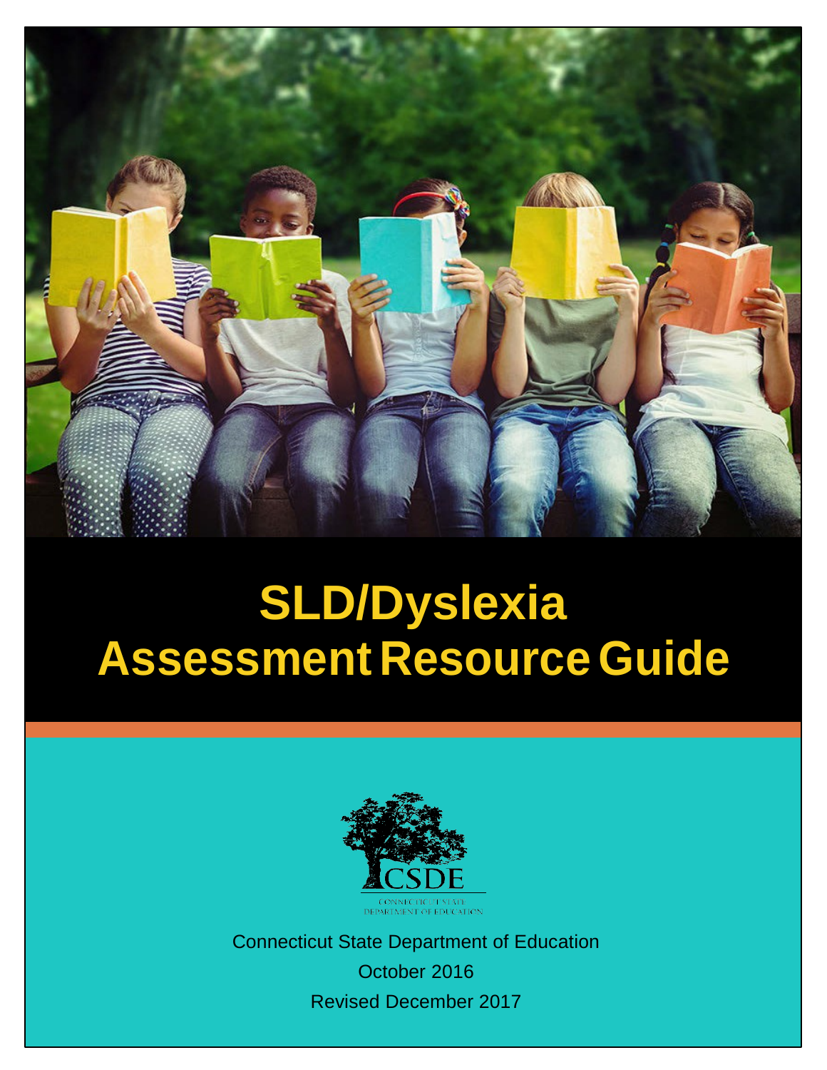# SLD/Dyslexia Assessment Resource Guide

CSDE

CONNECTICUT STATE DEPARTMENT OF EDUCATION

Connecticut State Department of Education

October 2016

Revised December 2017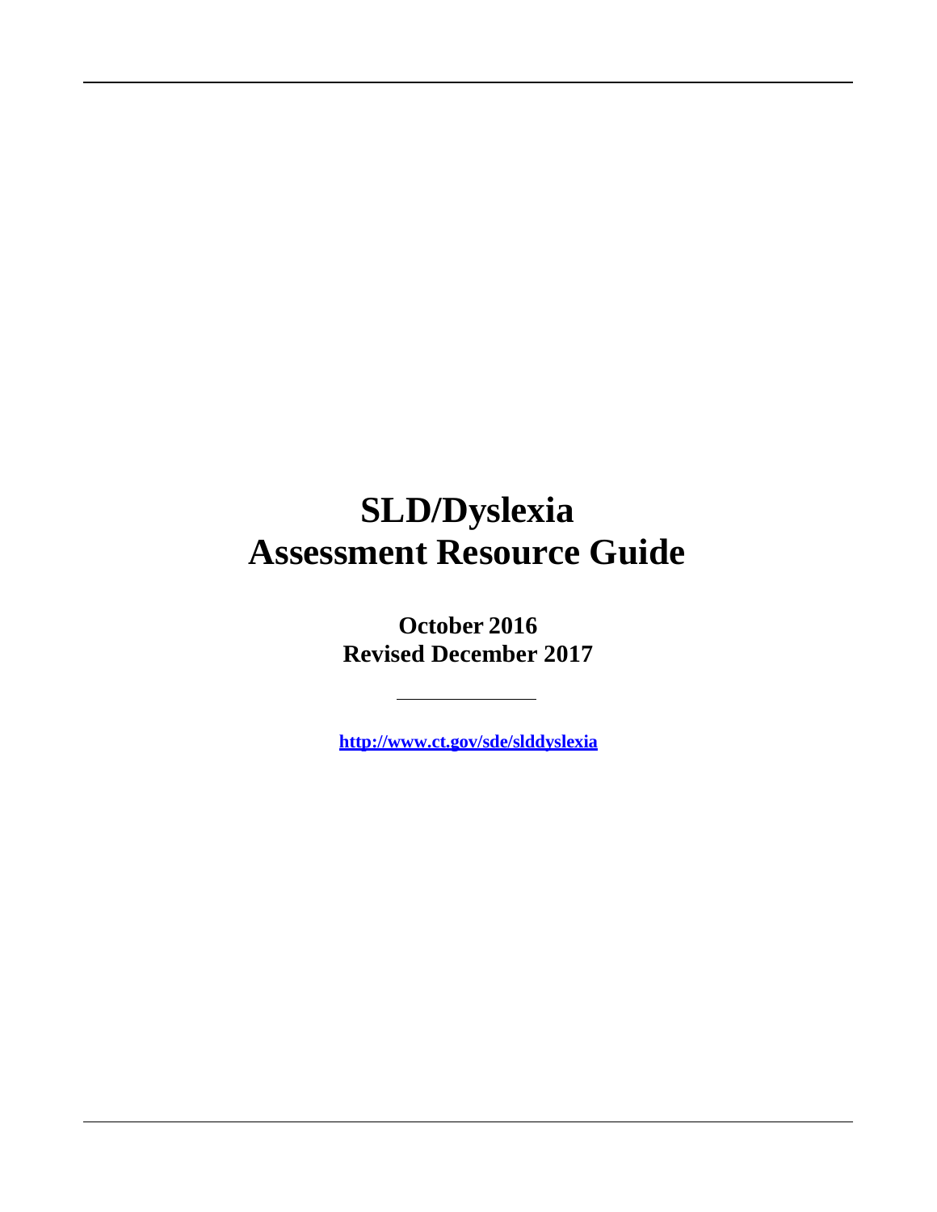# SLD/Dyslexia Assessment Resource Guide

**October 2016**
**Revised December 2017**

---

**http://www.ct.gov/sde/slddyslexia**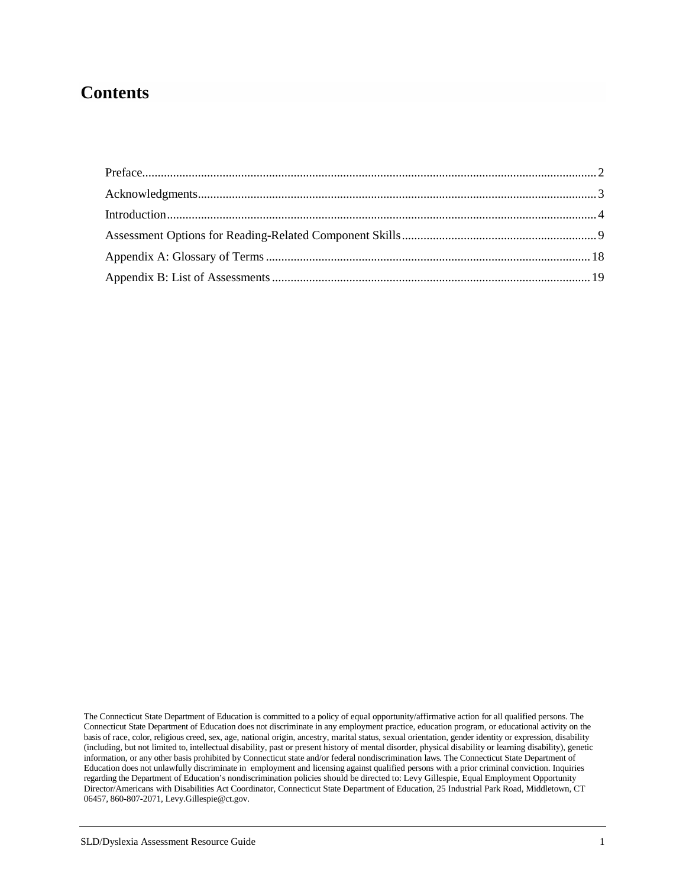# Contents

Preface....................................................................................................................................2
Acknowledgments...................................................................................................................3
Introduction.............................................................................................................................4
Assessment Options for Reading-Related Component Skills.................................................9
Appendix A: Glossary of Terms............................................................................................18
Appendix B: List of Assessments.........................................................................................19

The Connecticut State Department of Education is committed to a policy of equal opportunity/affirmative action for all qualified persons. The Connecticut State Department of Education does not discriminate in any employment practice, education program, or educational activity on the basis of race, color, religious creed, sex, age, national origin, ancestry, marital status, sexual orientation, gender identity or expression, disability (including, but not limited to, intellectual disability, past or present history of mental disorder, physical disability or learning disability), genetic information, or any other basis prohibited by Connecticut state and/or federal nondiscrimination laws. The Connecticut State Department of Education does not unlawfully discriminate in employment and licensing against qualified persons with a prior criminal conviction. Inquiries regarding the Department of Education's nondiscrimination policies should be directed to: Levy Gillespie, Equal Employment Opportunity Director/Americans with Disabilities Act Coordinator, Connecticut State Department of Education, 25 Industrial Park Road, Middletown, CT 06457, 860-807-2071, Levy.Gillespie@ct.gov.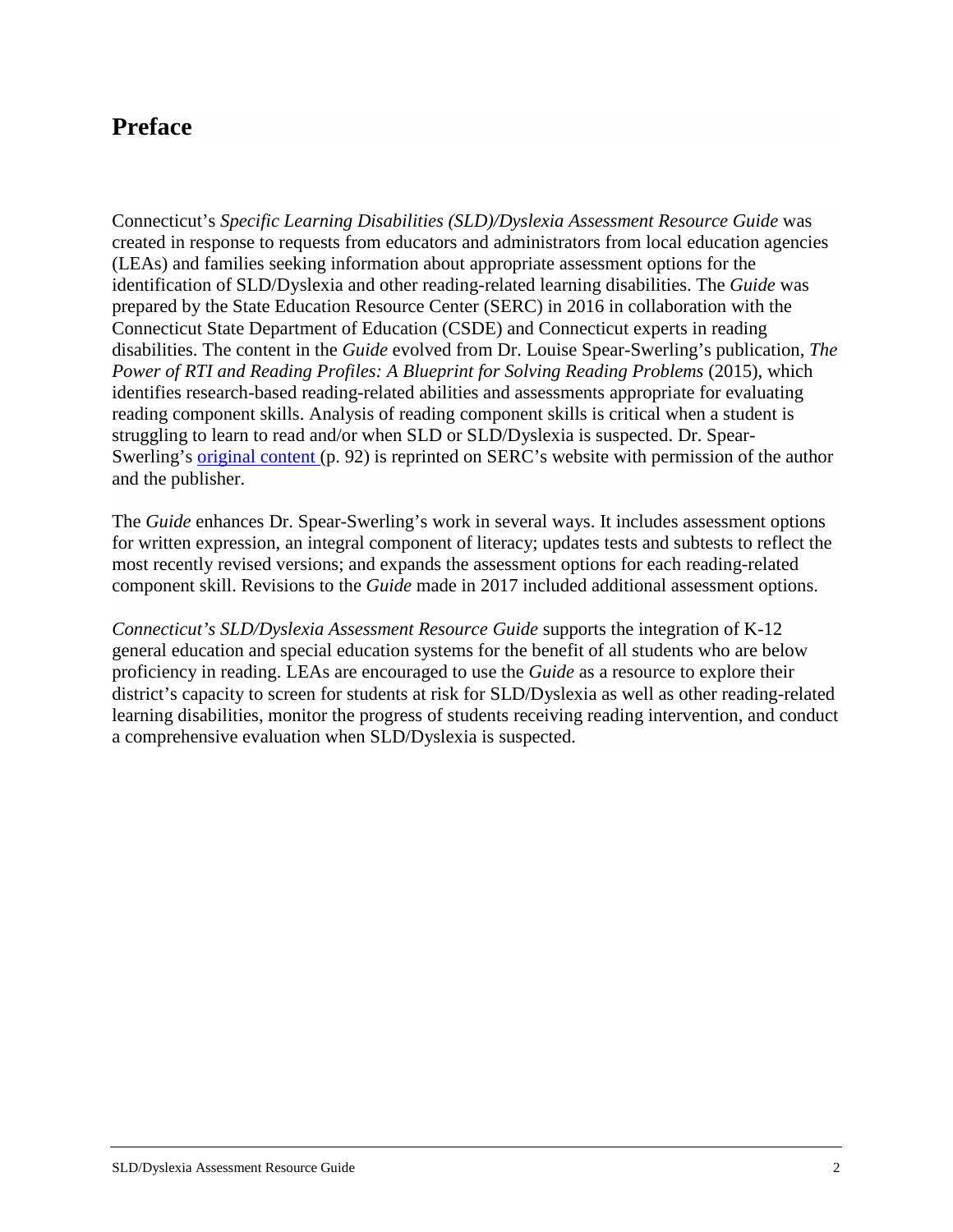## Preface

Connecticut's *Specific Learning Disabilities (SLD)/Dyslexia Assessment Resource Guide* was created in response to requests from educators and administrators from local education agencies (LEAs) and families seeking information about appropriate assessment options for the identification of SLD/Dyslexia and other reading-related learning disabilities. The *Guide* was prepared by the State Education Resource Center (SERC) in 2016 in collaboration with the Connecticut State Department of Education (CSDE) and Connecticut experts in reading disabilities. The content in the *Guide* evolved from Dr. Louise Spear-Swerling's publication, *The Power of RTI and Reading Profiles: A Blueprint for Solving Reading Problems* (2015), which identifies research-based reading-related abilities and assessments appropriate for evaluating reading component skills. Analysis of reading component skills is critical when a student is struggling to learn to read and/or when SLD or SLD/Dyslexia is suspected. Dr. Spear-Swerling's original content (p. 92) is reprinted on SERC's website with permission of the author and the publisher.

The *Guide* enhances Dr. Spear-Swerling's work in several ways. It includes assessment options for written expression, an integral component of literacy; updates tests and subtests to reflect the most recently revised versions; and expands the assessment options for each reading-related component skill. Revisions to the *Guide* made in 2017 included additional assessment options.

*Connecticut's SLD/Dyslexia Assessment Resource Guide* supports the integration of K-12 general education and special education systems for the benefit of all students who are below proficiency in reading. LEAs are encouraged to use the *Guide* as a resource to explore their district's capacity to screen for students at risk for SLD/Dyslexia as well as other reading-related learning disabilities, monitor the progress of students receiving reading intervention, and conduct a comprehensive evaluation when SLD/Dyslexia is suspected.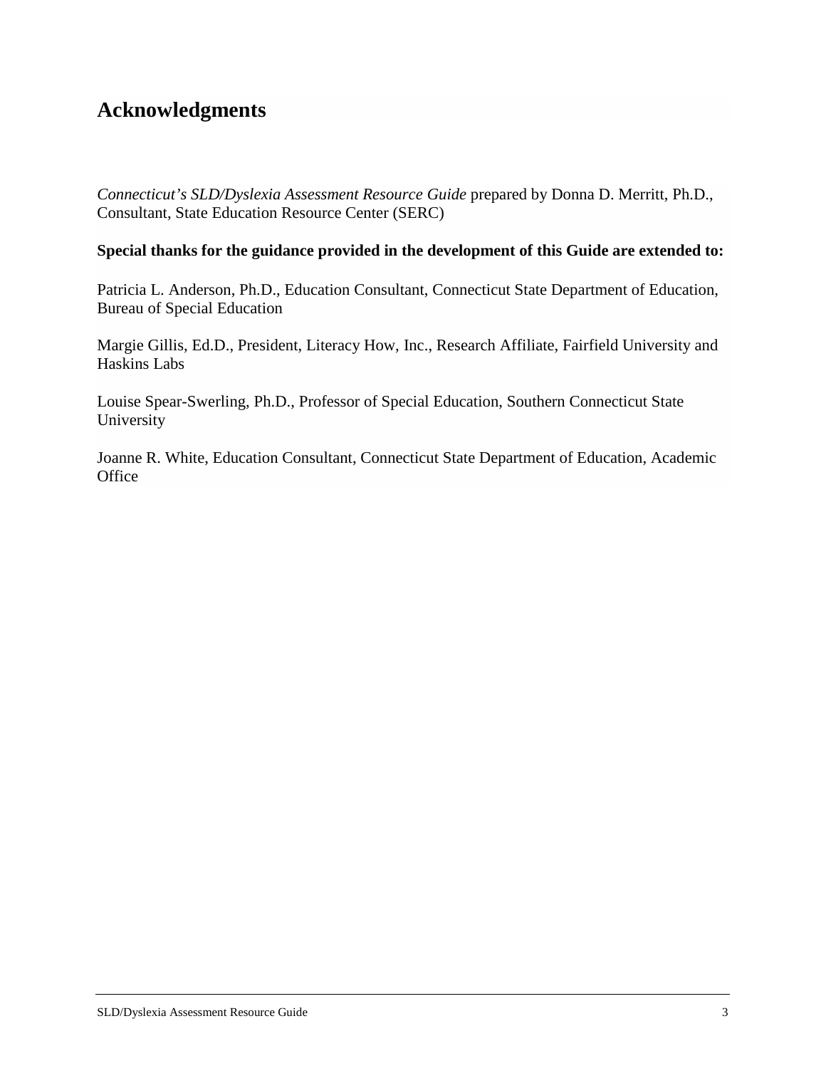## Acknowledgments

*Connecticut's SLD/Dyslexia Assessment Resource Guide* prepared by Donna D. Merritt, Ph.D., Consultant, State Education Resource Center (SERC)

**Special thanks for the guidance provided in the development of this Guide are extended to:**

Patricia L. Anderson, Ph.D., Education Consultant, Connecticut State Department of Education, Bureau of Special Education

Margie Gillis, Ed.D., President, Literacy How, Inc., Research Affiliate, Fairfield University and Haskins Labs

Louise Spear-Swerling, Ph.D., Professor of Special Education, Southern Connecticut State University

Joanne R. White, Education Consultant, Connecticut State Department of Education, Academic Office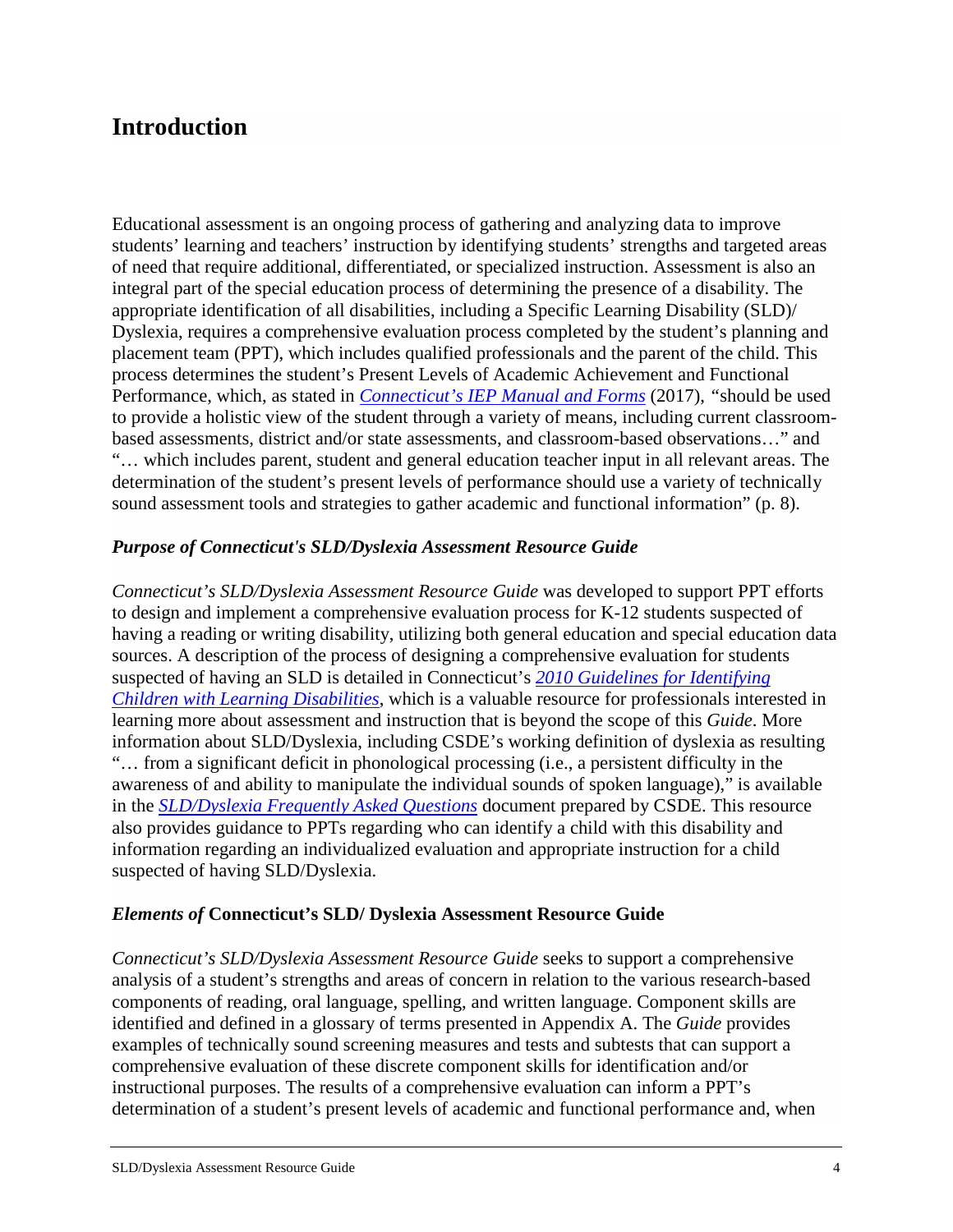# Introduction

Educational assessment is an ongoing process of gathering and analyzing data to improve students' learning and teachers' instruction by identifying students' strengths and targeted areas of need that require additional, differentiated, or specialized instruction. Assessment is also an integral part of the special education process of determining the presence of a disability. The appropriate identification of all disabilities, including a Specific Learning Disability (SLD)/ Dyslexia, requires a comprehensive evaluation process completed by the student's planning and placement team (PPT), which includes qualified professionals and the parent of the child. This process determines the student's Present Levels of Academic Achievement and Functional Performance, which, as stated in *Connecticut's IEP Manual and Forms* (2017), "should be used to provide a holistic view of the student through a variety of means, including current classroom-based assessments, district and/or state assessments, and classroom-based observations…" and "… which includes parent, student and general education teacher input in all relevant areas. The determination of the student's present levels of performance should use a variety of technically sound assessment tools and strategies to gather academic and functional information" (p. 8).

### *Purpose of Connecticut's SLD/Dyslexia Assessment Resource Guide*

*Connecticut's SLD/Dyslexia Assessment Resource Guide* was developed to support PPT efforts to design and implement a comprehensive evaluation process for K-12 students suspected of having a reading or writing disability, utilizing both general education and special education data sources. A description of the process of designing a comprehensive evaluation for students suspected of having an SLD is detailed in Connecticut's *2010 Guidelines for Identifying Children with Learning Disabilities*, which is a valuable resource for professionals interested in learning more about assessment and instruction that is beyond the scope of this *Guide*. More information about SLD/Dyslexia, including CSDE's working definition of dyslexia as resulting "… from a significant deficit in phonological processing (i.e., a persistent difficulty in the awareness of and ability to manipulate the individual sounds of spoken language)," is available in the *SLD/Dyslexia Frequently Asked Questions* document prepared by CSDE. This resource also provides guidance to PPTs regarding who can identify a child with this disability and information regarding an individualized evaluation and appropriate instruction for a child suspected of having SLD/Dyslexia.

### *Elements of* **Connecticut's SLD/ Dyslexia Assessment Resource Guide**

*Connecticut's SLD/Dyslexia Assessment Resource Guide* seeks to support a comprehensive analysis of a student's strengths and areas of concern in relation to the various research-based components of reading, oral language, spelling, and written language. Component skills are identified and defined in a glossary of terms presented in Appendix A. The *Guide* provides examples of technically sound screening measures and tests and subtests that can support a comprehensive evaluation of these discrete component skills for identification and/or instructional purposes. The results of a comprehensive evaluation can inform a PPT's determination of a student's present levels of academic and functional performance and, when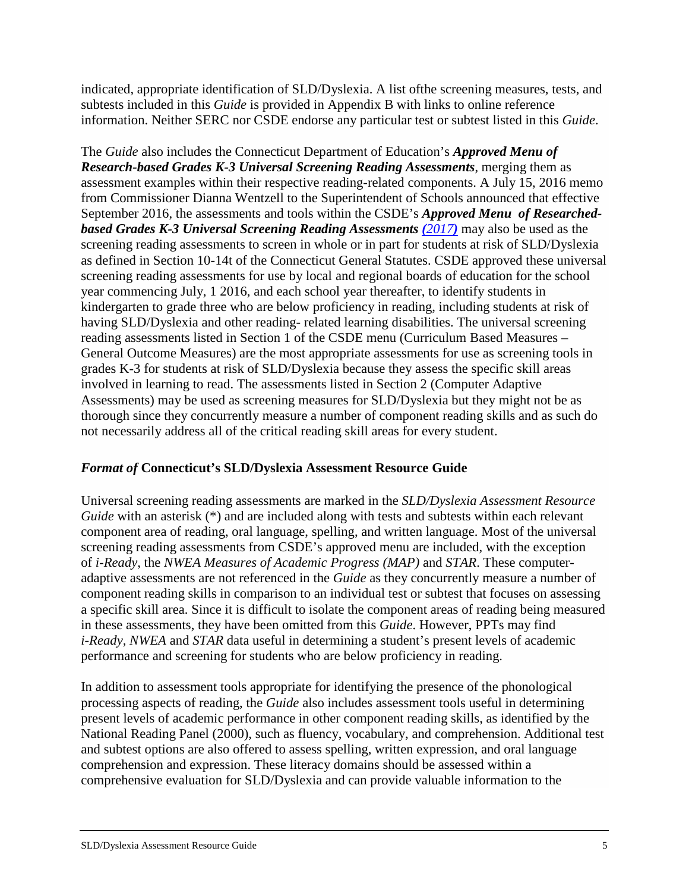indicated, appropriate identification of SLD/Dyslexia. A list ofthe screening measures, tests, and subtests included in this *Guide* is provided in Appendix B with links to online reference information. Neither SERC nor CSDE endorse any particular test or subtest listed in this *Guide*.

The *Guide* also includes the Connecticut Department of Education's ***Approved Menu of Research-based Grades K-3 Universal Screening Reading Assessments***, merging them as assessment examples within their respective reading-related components. A July 15, 2016 memo from Commissioner Dianna Wentzell to the Superintendent of Schools announced that effective September 2016, the assessments and tools within the CSDE's ***Approved Menu of Researched-based Grades K-3 Universal Screening Reading Assessments*** ***(2017)*** may also be used as the screening reading assessments to screen in whole or in part for students at risk of SLD/Dyslexia as defined in Section 10-14t of the Connecticut General Statutes. CSDE approved these universal screening reading assessments for use by local and regional boards of education for the school year commencing July, 1 2016, and each school year thereafter, to identify students in kindergarten to grade three who are below proficiency in reading, including students at risk of having SLD/Dyslexia and other reading- related learning disabilities. The universal screening reading assessments listed in Section 1 of the CSDE menu (Curriculum Based Measures – General Outcome Measures) are the most appropriate assessments for use as screening tools in grades K-3 for students at risk of SLD/Dyslexia because they assess the specific skill areas involved in learning to read. The assessments listed in Section 2 (Computer Adaptive Assessments) may be used as screening measures for SLD/Dyslexia but they might not be as thorough since they concurrently measure a number of component reading skills and as such do not necessarily address all of the critical reading skill areas for every student.

### *Format of* **Connecticut's SLD/Dyslexia Assessment Resource Guide**

Universal screening reading assessments are marked in the *SLD/Dyslexia Assessment Resource Guide* with an asterisk (*) and are included along with tests and subtests within each relevant component area of reading, oral language, spelling, and written language. Most of the universal screening reading assessments from CSDE's approved menu are included, with the exception of *i-Ready*, the *NWEA Measures of Academic Progress (MAP)* and *STAR*. These computer-adaptive assessments are not referenced in the *Guide* as they concurrently measure a number of component reading skills in comparison to an individual test or subtest that focuses on assessing a specific skill area. Since it is difficult to isolate the component areas of reading being measured in these assessments, they have been omitted from this *Guide*. However, PPTs may find *i-Ready*, *NWEA* and *STAR* data useful in determining a student's present levels of academic performance and screening for students who are below proficiency in reading.

In addition to assessment tools appropriate for identifying the presence of the phonological processing aspects of reading, the *Guide* also includes assessment tools useful in determining present levels of academic performance in other component reading skills, as identified by the National Reading Panel (2000), such as fluency, vocabulary, and comprehension. Additional test and subtest options are also offered to assess spelling, written expression, and oral language comprehension and expression. These literacy domains should be assessed within a comprehensive evaluation for SLD/Dyslexia and can provide valuable information to the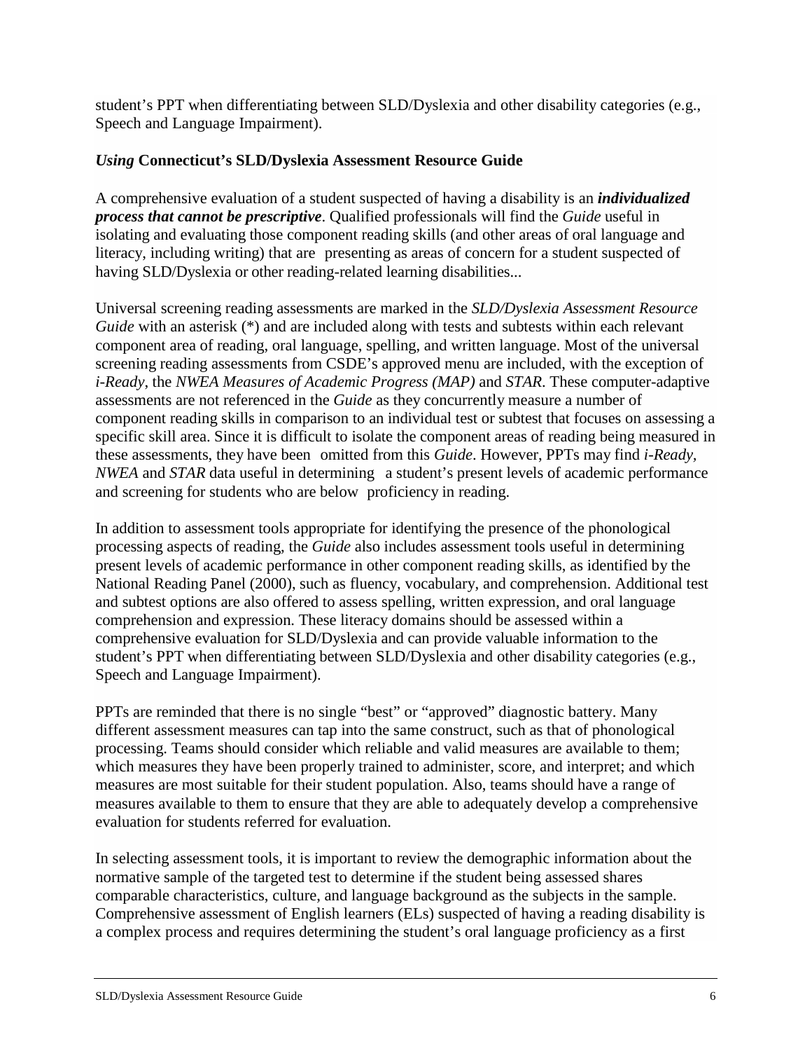student's PPT when differentiating between SLD/Dyslexia and other disability categories (e.g., Speech and Language Impairment).

### *Using* Connecticut's SLD/Dyslexia Assessment Resource Guide

A comprehensive evaluation of a student suspected of having a disability is an ***individualized process that cannot be prescriptive***. Qualified professionals will find the *Guide* useful in isolating and evaluating those component reading skills (and other areas of oral language and literacy, including writing) that are presenting as areas of concern for a student suspected of having SLD/Dyslexia or other reading-related learning disabilities...

Universal screening reading assessments are marked in the *SLD/Dyslexia Assessment Resource Guide* with an asterisk (*) and are included along with tests and subtests within each relevant component area of reading, oral language, spelling, and written language. Most of the universal screening reading assessments from CSDE's approved menu are included, with the exception of *i-Ready*, the *NWEA Measures of Academic Progress (MAP)* and *STAR*. These computer-adaptive assessments are not referenced in the *Guide* as they concurrently measure a number of component reading skills in comparison to an individual test or subtest that focuses on assessing a specific skill area. Since it is difficult to isolate the component areas of reading being measured in these assessments, they have been omitted from this *Guide*. However, PPTs may find *i-Ready*, *NWEA* and *STAR* data useful in determining a student's present levels of academic performance and screening for students who are below proficiency in reading.

In addition to assessment tools appropriate for identifying the presence of the phonological processing aspects of reading, the *Guide* also includes assessment tools useful in determining present levels of academic performance in other component reading skills, as identified by the National Reading Panel (2000), such as fluency, vocabulary, and comprehension. Additional test and subtest options are also offered to assess spelling, written expression, and oral language comprehension and expression. These literacy domains should be assessed within a comprehensive evaluation for SLD/Dyslexia and can provide valuable information to the student's PPT when differentiating between SLD/Dyslexia and other disability categories (e.g., Speech and Language Impairment).

PPTs are reminded that there is no single "best" or "approved" diagnostic battery. Many different assessment measures can tap into the same construct, such as that of phonological processing. Teams should consider which reliable and valid measures are available to them; which measures they have been properly trained to administer, score, and interpret; and which measures are most suitable for their student population. Also, teams should have a range of measures available to them to ensure that they are able to adequately develop a comprehensive evaluation for students referred for evaluation.

In selecting assessment tools, it is important to review the demographic information about the normative sample of the targeted test to determine if the student being assessed shares comparable characteristics, culture, and language background as the subjects in the sample. Comprehensive assessment of English learners (ELs) suspected of having a reading disability is a complex process and requires determining the student's oral language proficiency as a first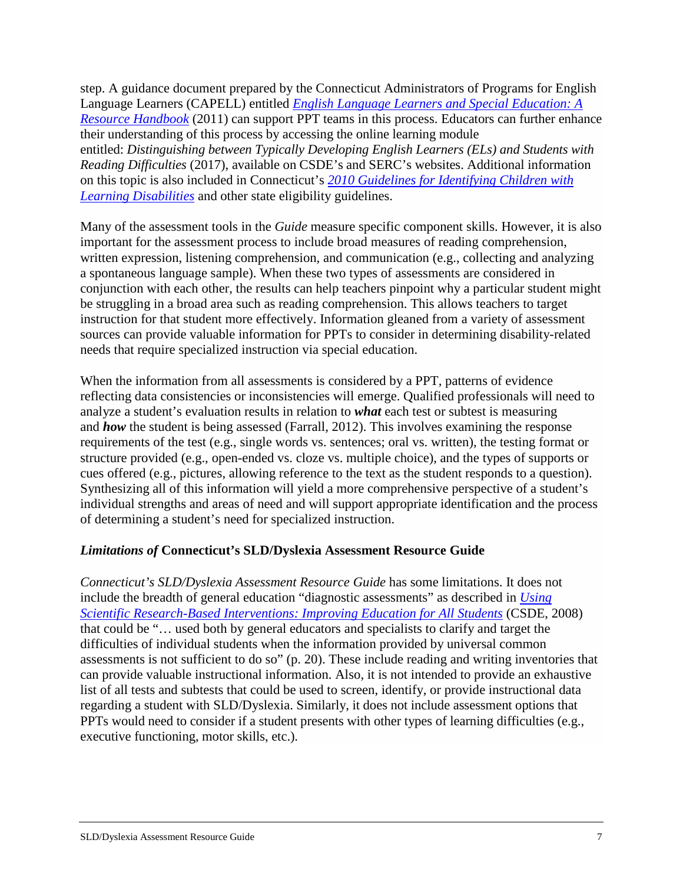step. A guidance document prepared by the Connecticut Administrators of Programs for English Language Learners (CAPELL) entitled *English Language Learners and Special Education: A Resource Handbook* (2011) can support PPT teams in this process. Educators can further enhance their understanding of this process by accessing the online learning module entitled: *Distinguishing between Typically Developing English Learners (ELs) and Students with Reading Difficulties* (2017), available on CSDE's and SERC's websites. Additional information on this topic is also included in Connecticut's *2010 Guidelines for Identifying Children with Learning Disabilities* and other state eligibility guidelines.

Many of the assessment tools in the *Guide* measure specific component skills. However, it is also important for the assessment process to include broad measures of reading comprehension, written expression, listening comprehension, and communication (e.g., collecting and analyzing a spontaneous language sample). When these two types of assessments are considered in conjunction with each other, the results can help teachers pinpoint why a particular student might be struggling in a broad area such as reading comprehension. This allows teachers to target instruction for that student more effectively. Information gleaned from a variety of assessment sources can provide valuable information for PPTs to consider in determining disability-related needs that require specialized instruction via special education.

When the information from all assessments is considered by a PPT, patterns of evidence reflecting data consistencies or inconsistencies will emerge. Qualified professionals will need to analyze a student's evaluation results in relation to ***what*** each test or subtest is measuring and ***how*** the student is being assessed (Farrall, 2012). This involves examining the response requirements of the test (e.g., single words vs. sentences; oral vs. written), the testing format or structure provided (e.g., open-ended vs. cloze vs. multiple choice), and the types of supports or cues offered (e.g., pictures, allowing reference to the text as the student responds to a question). Synthesizing all of this information will yield a more comprehensive perspective of a student's individual strengths and areas of need and will support appropriate identification and the process of determining a student's need for specialized instruction.

### *Limitations of* Connecticut's SLD/Dyslexia Assessment Resource Guide

*Connecticut's SLD/Dyslexia Assessment Resource Guide* has some limitations. It does not include the breadth of general education "diagnostic assessments" as described in *Using Scientific Research-Based Interventions: Improving Education for All Students* (CSDE, 2008) that could be "… used both by general educators and specialists to clarify and target the difficulties of individual students when the information provided by universal common assessments is not sufficient to do so" (p. 20). These include reading and writing inventories that can provide valuable instructional information. Also, it is not intended to provide an exhaustive list of all tests and subtests that could be used to screen, identify, or provide instructional data regarding a student with SLD/Dyslexia. Similarly, it does not include assessment options that PPTs would need to consider if a student presents with other types of learning difficulties (e.g., executive functioning, motor skills, etc.).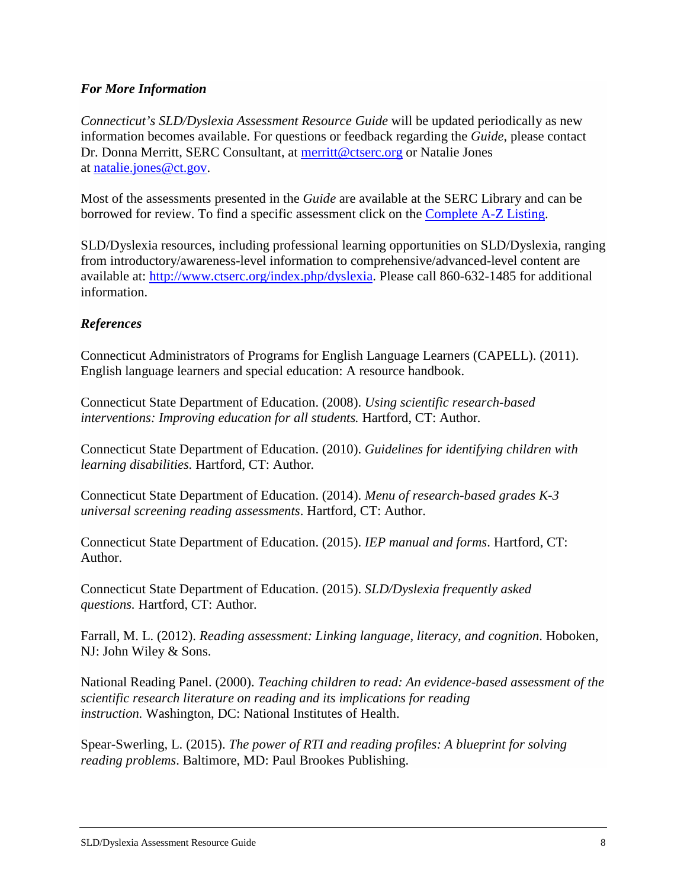### *For More Information*

*Connecticut's SLD/Dyslexia Assessment Resource Guide* will be updated periodically as new information becomes available. For questions or feedback regarding the *Guide*, please contact Dr. Donna Merritt, SERC Consultant, at [merritt@ctserc.org](mailto:merritt@ctserc.org) or Natalie Jones at [natalie.jones@ct.gov](mailto:natalie.jones@ct.gov).

Most of the assessments presented in the *Guide* are available at the SERC Library and can be borrowed for review. To find a specific assessment click on the Complete A-Z Listing.

SLD/Dyslexia resources, including professional learning opportunities on SLD/Dyslexia, ranging from introductory/awareness-level information to comprehensive/advanced-level content are available at: [http://www.ctserc.org/index.php/dyslexia](http://www.ctserc.org/index.php/dyslexia). Please call 860-632-1485 for additional information.

### *References*

Connecticut Administrators of Programs for English Language Learners (CAPELL). (2011). English language learners and special education: A resource handbook.

Connecticut State Department of Education. (2008). *Using scientific research-based interventions: Improving education for all students.* Hartford, CT: Author.

Connecticut State Department of Education. (2010). *Guidelines for identifying children with learning disabilities.* Hartford, CT: Author.

Connecticut State Department of Education. (2014). *Menu of research-based grades K-3 universal screening reading assessments*. Hartford, CT: Author.

Connecticut State Department of Education. (2015). *IEP manual and forms*. Hartford, CT: Author.

Connecticut State Department of Education. (2015). *SLD/Dyslexia frequently asked questions.* Hartford, CT: Author.

Farrall, M. L. (2012). *Reading assessment: Linking language, literacy, and cognition*. Hoboken, NJ: John Wiley & Sons.

National Reading Panel. (2000). *Teaching children to read: An evidence-based assessment of the scientific research literature on reading and its implications for reading instruction.* Washington, DC: National Institutes of Health.

Spear-Swerling, L. (2015). *The power of RTI and reading profiles: A blueprint for solving reading problems*. Baltimore, MD: Paul Brookes Publishing.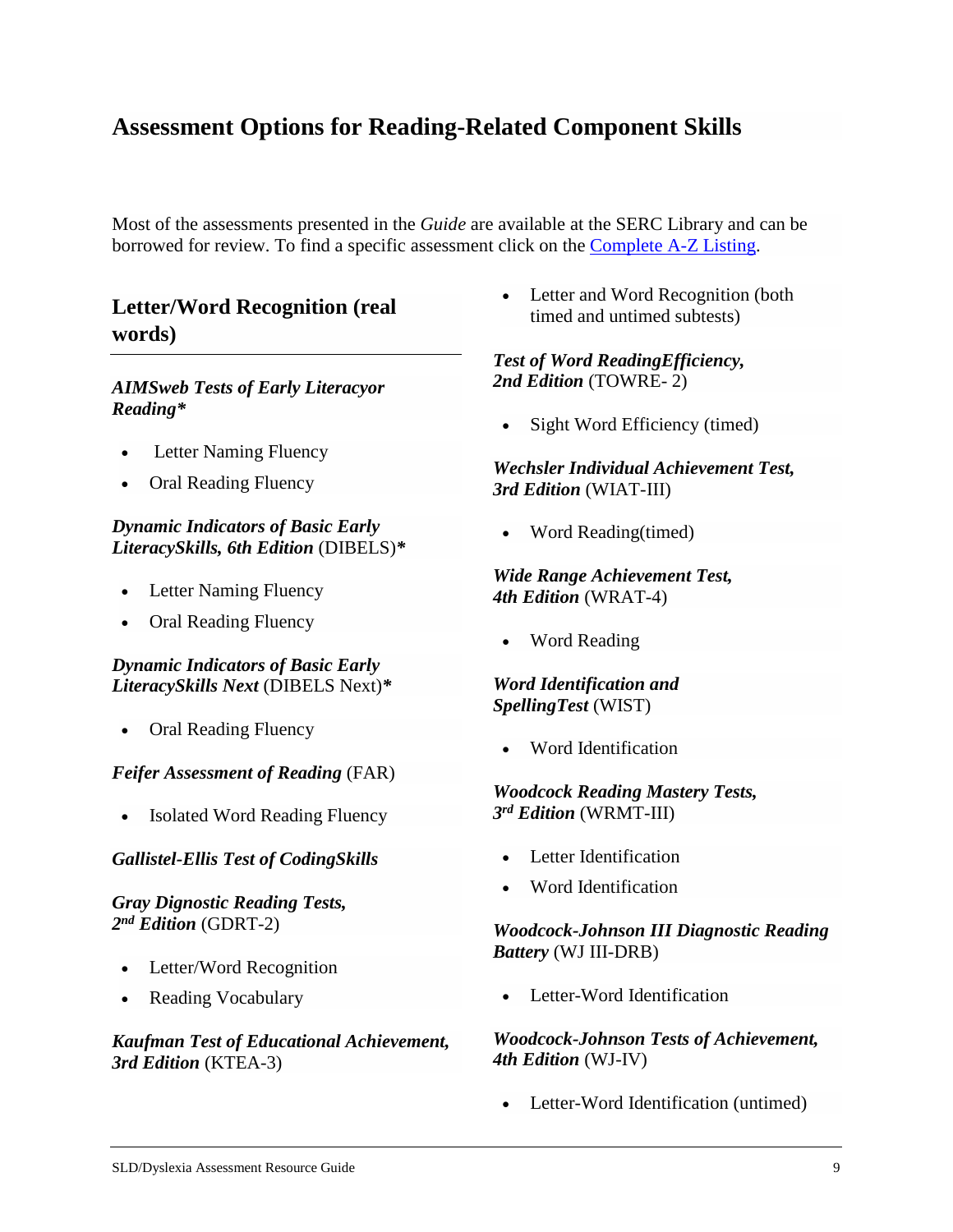## Assessment Options for Reading-Related Component Skills

Most of the assessments presented in the *Guide* are available at the SERC Library and can be borrowed for review. To find a specific assessment click on the Complete A-Z Listing.

### Letter/Word Recognition (real words)

***AIMSweb Tests of Early Literacyor Reading****

- Letter Naming Fluency
- Oral Reading Fluency

***Dynamic Indicators of Basic Early LiteracySkills, 6th Edition*** (DIBELS)*

- Letter Naming Fluency
- Oral Reading Fluency

***Dynamic Indicators of Basic Early LiteracySkills Next*** (DIBELS Next)*

- Oral Reading Fluency

***Feifer Assessment of Reading*** (FAR)

- Isolated Word Reading Fluency

***Gallistel-Ellis Test of CodingSkills***

***Gray Dignostic Reading Tests, 2nd Edition*** (GDRT-2)

- Letter/Word Recognition
- Reading Vocabulary

***Kaufman Test of Educational Achievement, 3rd Edition*** (KTEA-3)

- Letter and Word Recognition (both timed and untimed subtests)

***Test of Word ReadingEfficiency, 2nd Edition*** (TOWRE- 2)

- Sight Word Efficiency (timed)

***Wechsler Individual Achievement Test, 3rd Edition*** (WIAT-III)

- Word Reading(timed)

***Wide Range Achievement Test, 4th Edition*** (WRAT-4)

- Word Reading

***Word Identification and SpellingTest*** (WIST)

- Word Identification

***Woodcock Reading Mastery Tests, 3rd Edition*** (WRMT-III)

- Letter Identification
- Word Identification

***Woodcock-Johnson III Diagnostic Reading Battery*** (WJ III-DRB)

- Letter-Word Identification

***Woodcock-Johnson Tests of Achievement, 4th Edition*** (WJ-IV)

- Letter-Word Identification (untimed)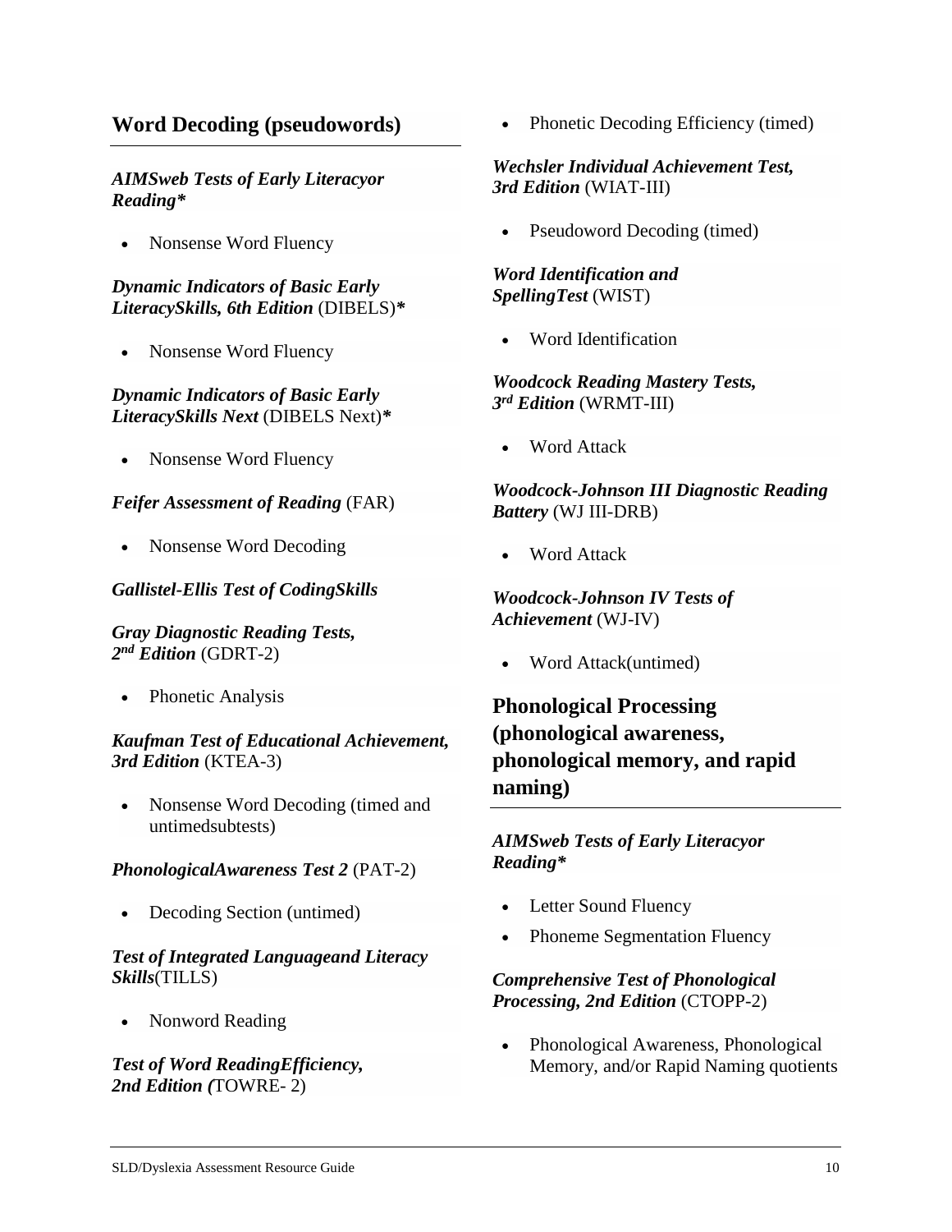## Word Decoding (pseudowords)

***AIMSweb Tests of Early Literacyor Reading****

- Nonsense Word Fluency

***Dynamic Indicators of Basic Early LiteracySkills, 6th Edition*** (DIBELS)*

- Nonsense Word Fluency

***Dynamic Indicators of Basic Early LiteracySkills Next*** (DIBELS Next)*

- Nonsense Word Fluency

***Feifer Assessment of Reading*** (FAR)

- Nonsense Word Decoding

***Gallistel-Ellis Test of CodingSkills***

***Gray Diagnostic Reading Tests, 2nd Edition*** (GDRT-2)

- Phonetic Analysis

***Kaufman Test of Educational Achievement, 3rd Edition*** (KTEA-3)

- Nonsense Word Decoding (timed and untimedsubtests)

***PhonologicalAwareness Test 2*** (PAT-2)

- Decoding Section (untimed)

***Test of Integrated Languageand Literacy Skills***(TILLS)

- Nonword Reading

***Test of Word ReadingEfficiency, 2nd Edition (***TOWRE- 2)

- Phonetic Decoding Efficiency (timed)

***Wechsler Individual Achievement Test, 3rd Edition*** (WIAT-III)

- Pseudoword Decoding (timed)

***Word Identification and SpellingTest*** (WIST)

- Word Identification

***Woodcock Reading Mastery Tests, 3rd Edition*** (WRMT-III)

- Word Attack

***Woodcock-Johnson III Diagnostic Reading Battery*** (WJ III-DRB)

- Word Attack

***Woodcock-Johnson IV Tests of Achievement*** (WJ-IV)

- Word Attack(untimed)

## Phonological Processing (phonological awareness, phonological memory, and rapid naming)

***AIMSweb Tests of Early Literacyor Reading****

- Letter Sound Fluency
- Phoneme Segmentation Fluency

***Comprehensive Test of Phonological Processing, 2nd Edition*** (CTOPP-2)

- Phonological Awareness, Phonological Memory, and/or Rapid Naming quotients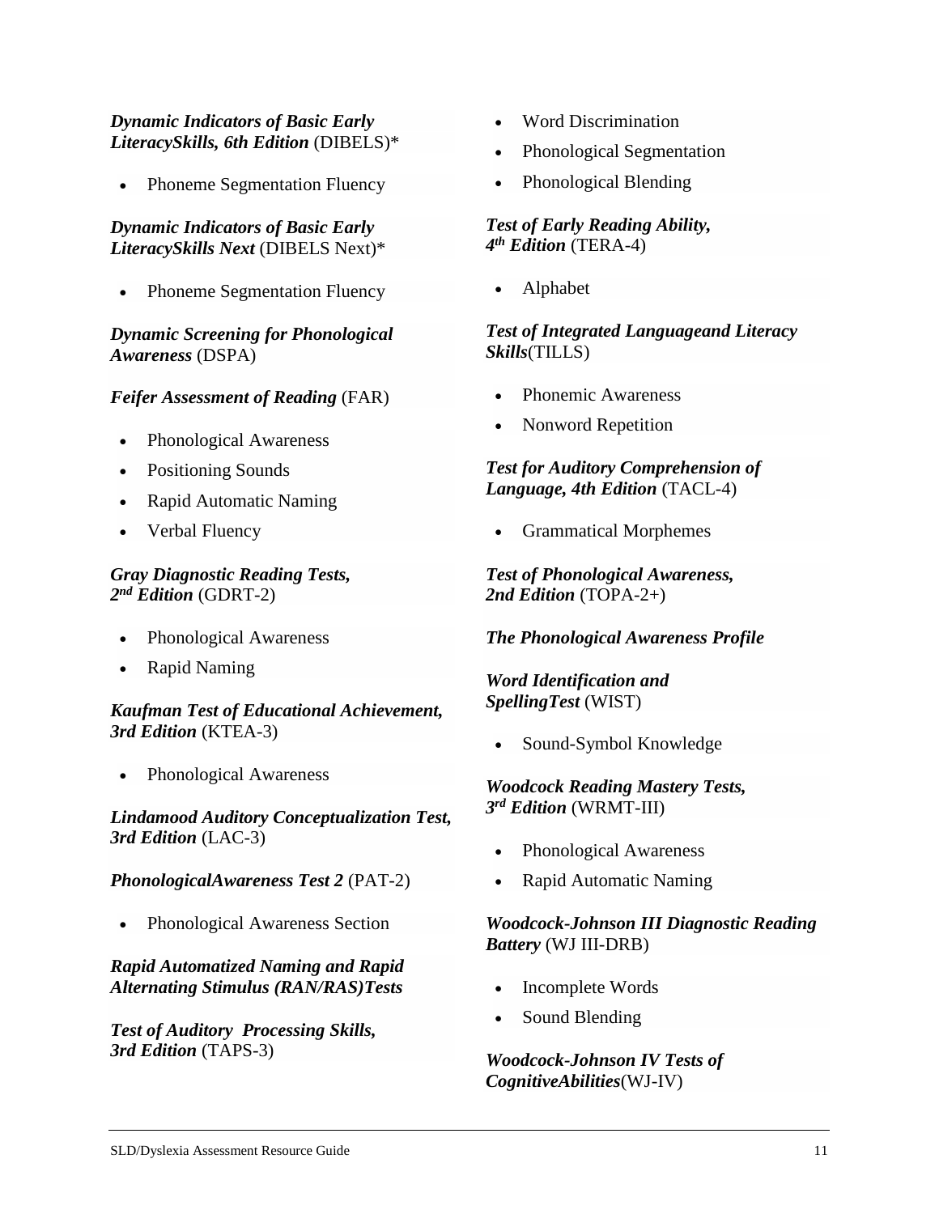***Dynamic Indicators of Basic Early LiteracySkills, 6th Edition*** (DIBELS)*

- Phoneme Segmentation Fluency

***Dynamic Indicators of Basic Early LiteracySkills Next*** (DIBELS Next)*

- Phoneme Segmentation Fluency

***Dynamic Screening for Phonological Awareness*** (DSPA)

***Feifer Assessment of Reading*** (FAR)

- Phonological Awareness
- Positioning Sounds
- Rapid Automatic Naming
- Verbal Fluency

***Gray Diagnostic Reading Tests, 2nd Edition*** (GDRT-2)

- Phonological Awareness
- Rapid Naming

***Kaufman Test of Educational Achievement, 3rd Edition*** (KTEA-3)

- Phonological Awareness

***Lindamood Auditory Conceptualization Test, 3rd Edition*** (LAC-3)

***PhonologicalAwareness Test 2*** (PAT-2)

- Phonological Awareness Section

***Rapid Automatized Naming and Rapid Alternating Stimulus (RAN/RAS)Tests***

***Test of Auditory Processing Skills, 3rd Edition*** (TAPS-3)

- Word Discrimination
- Phonological Segmentation
- Phonological Blending

***Test of Early Reading Ability, 4th Edition*** (TERA-4)

- Alphabet

***Test of Integrated Languageand Literacy Skills***(TILLS)

- Phonemic Awareness
- Nonword Repetition

***Test for Auditory Comprehension of Language, 4th Edition*** (TACL-4)

- Grammatical Morphemes

***Test of Phonological Awareness, 2nd Edition*** (TOPA-2+)

***The Phonological Awareness Profile***

***Word Identification and SpellingTest*** (WIST)

- Sound-Symbol Knowledge

***Woodcock Reading Mastery Tests, 3rd Edition*** (WRMT-III)

- Phonological Awareness
- Rapid Automatic Naming

***Woodcock-Johnson III Diagnostic Reading Battery*** (WJ III-DRB)

- Incomplete Words
- Sound Blending

***Woodcock-Johnson IV Tests of CognitiveAbilities***(WJ-IV)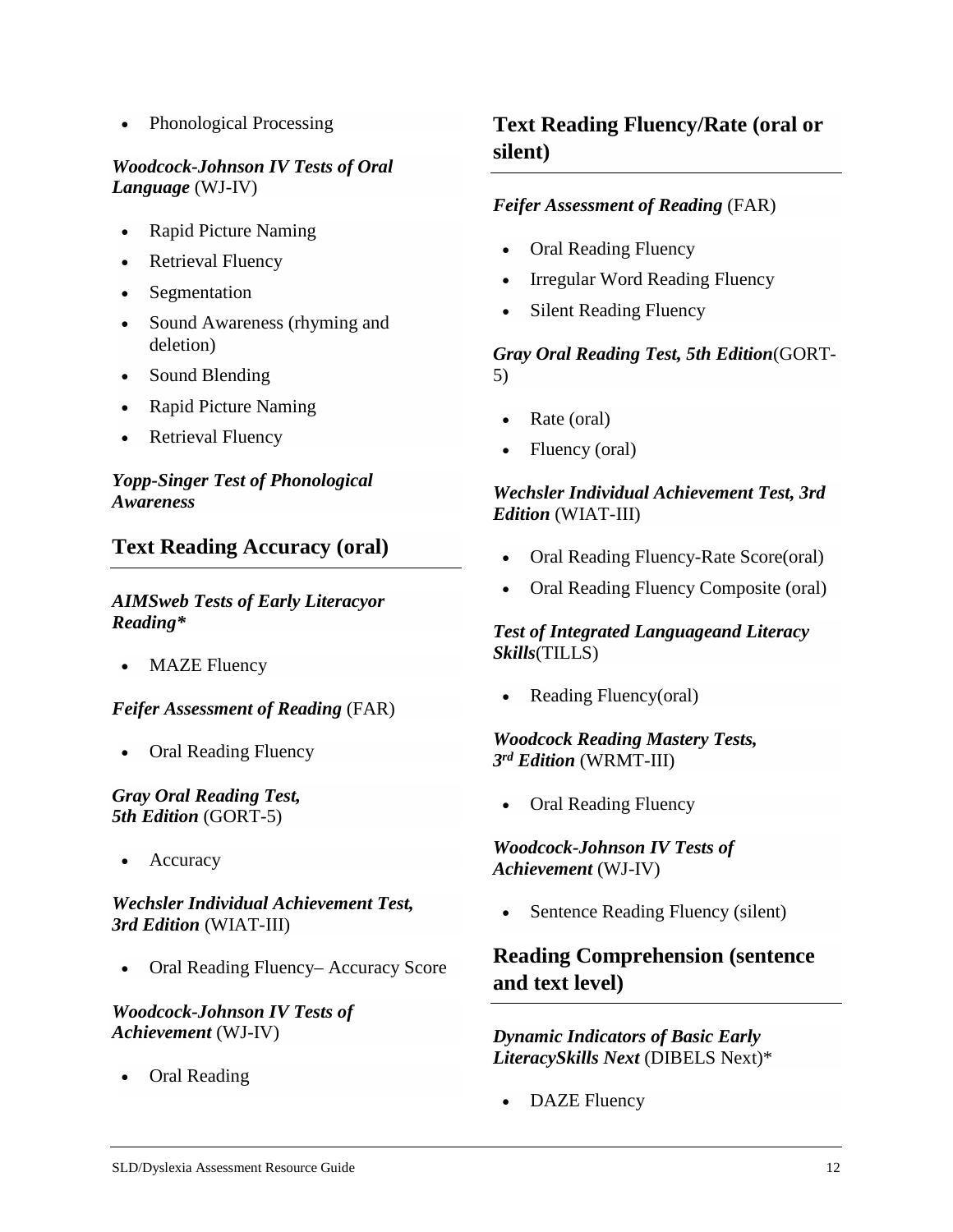- Phonological Processing

***Woodcock-Johnson IV Tests of Oral Language*** (WJ-IV)

- Rapid Picture Naming
- Retrieval Fluency
- Segmentation
- Sound Awareness (rhyming and deletion)
- Sound Blending
- Rapid Picture Naming
- Retrieval Fluency

***Yopp-Singer Test of Phonological Awareness***

## Text Reading Accuracy (oral)

***AIMSweb Tests of Early Literacyor Reading****

- MAZE Fluency

***Feifer Assessment of Reading*** (FAR)

- Oral Reading Fluency

***Gray Oral Reading Test, 5th Edition*** (GORT-5)

- Accuracy

***Wechsler Individual Achievement Test, 3rd Edition*** (WIAT-III)

- Oral Reading Fluency– Accuracy Score

***Woodcock-Johnson IV Tests of Achievement*** (WJ-IV)

- Oral Reading

## Text Reading Fluency/Rate (oral or silent)

***Feifer Assessment of Reading*** (FAR)

- Oral Reading Fluency
- Irregular Word Reading Fluency
- Silent Reading Fluency

***Gray Oral Reading Test, 5th Edition***(GORT-5)

- Rate (oral)
- Fluency (oral)

***Wechsler Individual Achievement Test, 3rd Edition*** (WIAT-III)

- Oral Reading Fluency-Rate Score(oral)
- Oral Reading Fluency Composite (oral)

***Test of Integrated Languageand Literacy Skills***(TILLS)

- Reading Fluency(oral)

***Woodcock Reading Mastery Tests, 3rd Edition*** (WRMT-III)

- Oral Reading Fluency

***Woodcock-Johnson IV Tests of Achievement*** (WJ-IV)

- Sentence Reading Fluency (silent)

## Reading Comprehension (sentence and text level)

***Dynamic Indicators of Basic Early LiteracySkills Next*** (DIBELS Next)*

- DAZE Fluency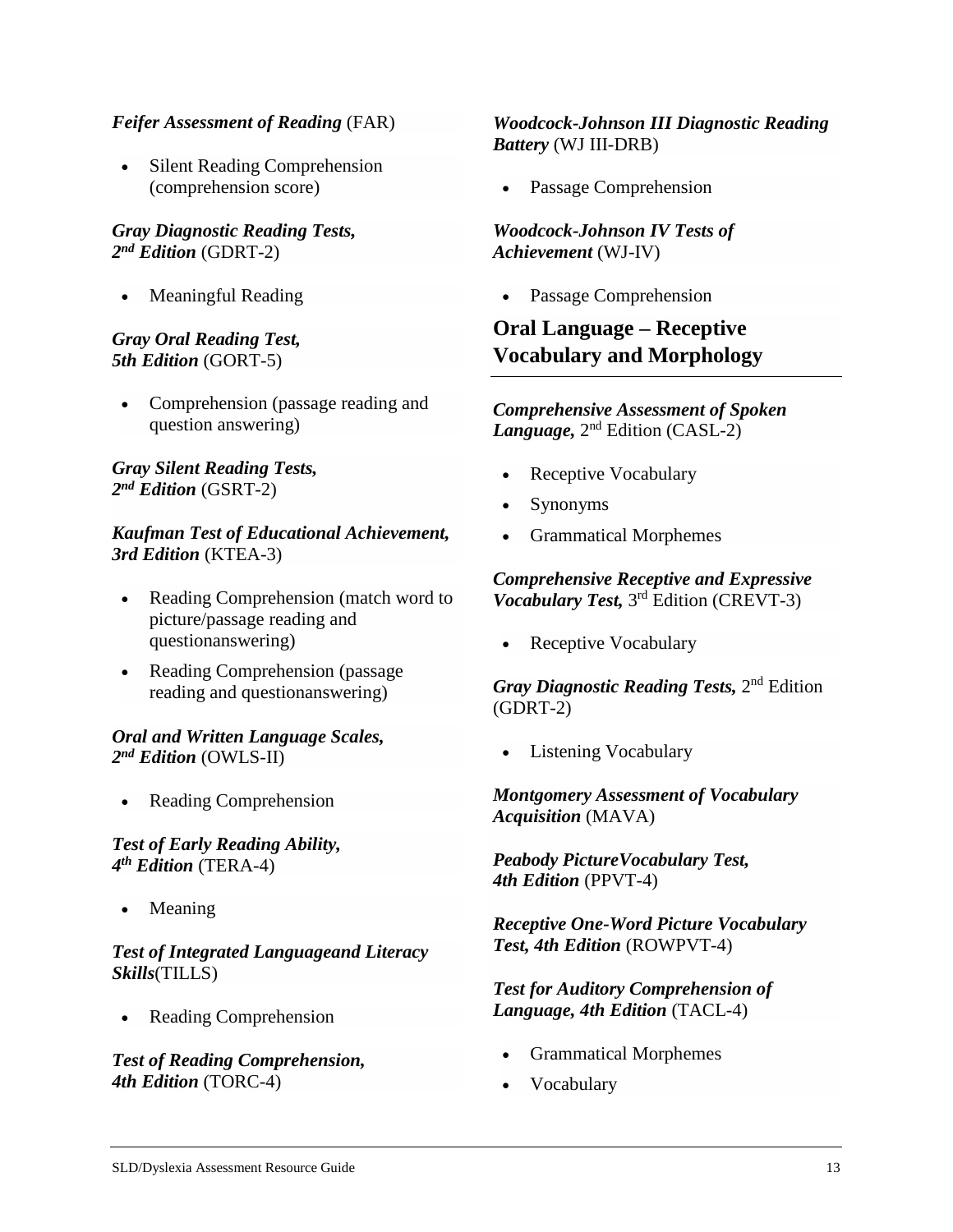***Feifer Assessment of Reading*** (FAR)

- Silent Reading Comprehension (comprehension score)

***Gray Diagnostic Reading Tests, 2nd Edition*** (GDRT-2)

- Meaningful Reading

***Gray Oral Reading Test, 5th Edition*** (GORT-5)

- Comprehension (passage reading and question answering)

***Gray Silent Reading Tests, 2nd Edition*** (GSRT-2)

***Kaufman Test of Educational Achievement, 3rd Edition*** (KTEA-3)

- Reading Comprehension (match word to picture/passage reading and questionanswering)
- Reading Comprehension (passage reading and questionanswering)

***Oral and Written Language Scales, 2nd Edition*** (OWLS-II)

- Reading Comprehension

***Test of Early Reading Ability, 4th Edition*** (TERA-4)

- Meaning

***Test of Integrated Languageand Literacy Skills***(TILLS)

- Reading Comprehension

***Test of Reading Comprehension, 4th Edition*** (TORC-4)

***Woodcock-Johnson III Diagnostic Reading Battery*** (WJ III-DRB)

- Passage Comprehension

***Woodcock-Johnson IV Tests of Achievement*** (WJ-IV)

- Passage Comprehension

## Oral Language – Receptive Vocabulary and Morphology

***Comprehensive Assessment of Spoken Language,*** 2nd Edition (CASL-2)

- Receptive Vocabulary
- Synonyms
- Grammatical Morphemes

***Comprehensive Receptive and Expressive Vocabulary Test,*** 3rd Edition (CREVT-3)

- Receptive Vocabulary

***Gray Diagnostic Reading Tests,*** 2nd Edition (GDRT-2)

- Listening Vocabulary

***Montgomery Assessment of Vocabulary Acquisition*** (MAVA)

***Peabody PictureVocabulary Test, 4th Edition*** (PPVT-4)

***Receptive One-Word Picture Vocabulary Test, 4th Edition*** (ROWPVT-4)

***Test for Auditory Comprehension of Language, 4th Edition*** (TACL-4)

- Grammatical Morphemes
- Vocabulary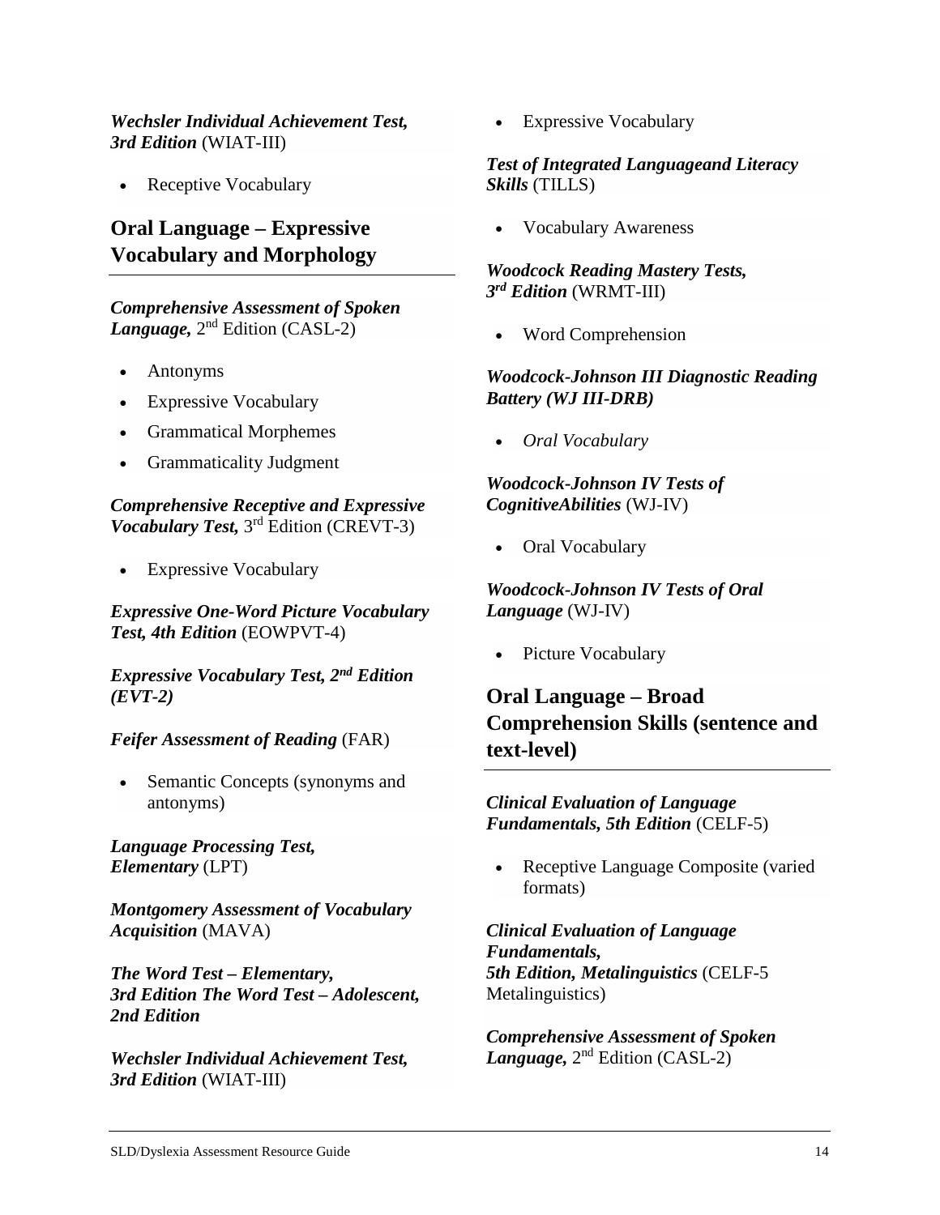***Wechsler Individual Achievement Test, 3rd Edition*** (WIAT-III)

- Receptive Vocabulary

## Oral Language – Expressive Vocabulary and Morphology

***Comprehensive Assessment of Spoken Language,*** 2nd Edition (CASL-2)

- Antonyms
- Expressive Vocabulary
- Grammatical Morphemes
- Grammaticality Judgment

***Comprehensive Receptive and Expressive Vocabulary Test,*** 3rd Edition (CREVT-3)

- Expressive Vocabulary

***Expressive One-Word Picture Vocabulary Test, 4th Edition*** (EOWPVT-4)

***Expressive Vocabulary Test, 2nd Edition (EVT-2)***

***Feifer Assessment of Reading*** (FAR)

- Semantic Concepts (synonyms and antonyms)

***Language Processing Test, Elementary*** (LPT)

***Montgomery Assessment of Vocabulary Acquisition*** (MAVA)

***The Word Test – Elementary, 3rd Edition The Word Test – Adolescent, 2nd Edition***

***Wechsler Individual Achievement Test, 3rd Edition*** (WIAT-III)

- Expressive Vocabulary

***Test of Integrated Languageand Literacy Skills*** (TILLS)

- Vocabulary Awareness

***Woodcock Reading Mastery Tests, 3rd Edition*** (WRMT-III)

- Word Comprehension

***Woodcock-Johnson III Diagnostic Reading Battery (WJ III-DRB)***

- *Oral Vocabulary*

***Woodcock-Johnson IV Tests of CognitiveAbilities*** (WJ-IV)

- Oral Vocabulary

***Woodcock-Johnson IV Tests of Oral Language*** (WJ-IV)

- Picture Vocabulary

## Oral Language – Broad Comprehension Skills (sentence and text-level)

***Clinical Evaluation of Language Fundamentals, 5th Edition*** (CELF-5)

- Receptive Language Composite (varied formats)

***Clinical Evaluation of Language Fundamentals, 5th Edition, Metalinguistics*** (CELF-5 Metalinguistics)

***Comprehensive Assessment of Spoken Language,*** 2nd Edition (CASL-2)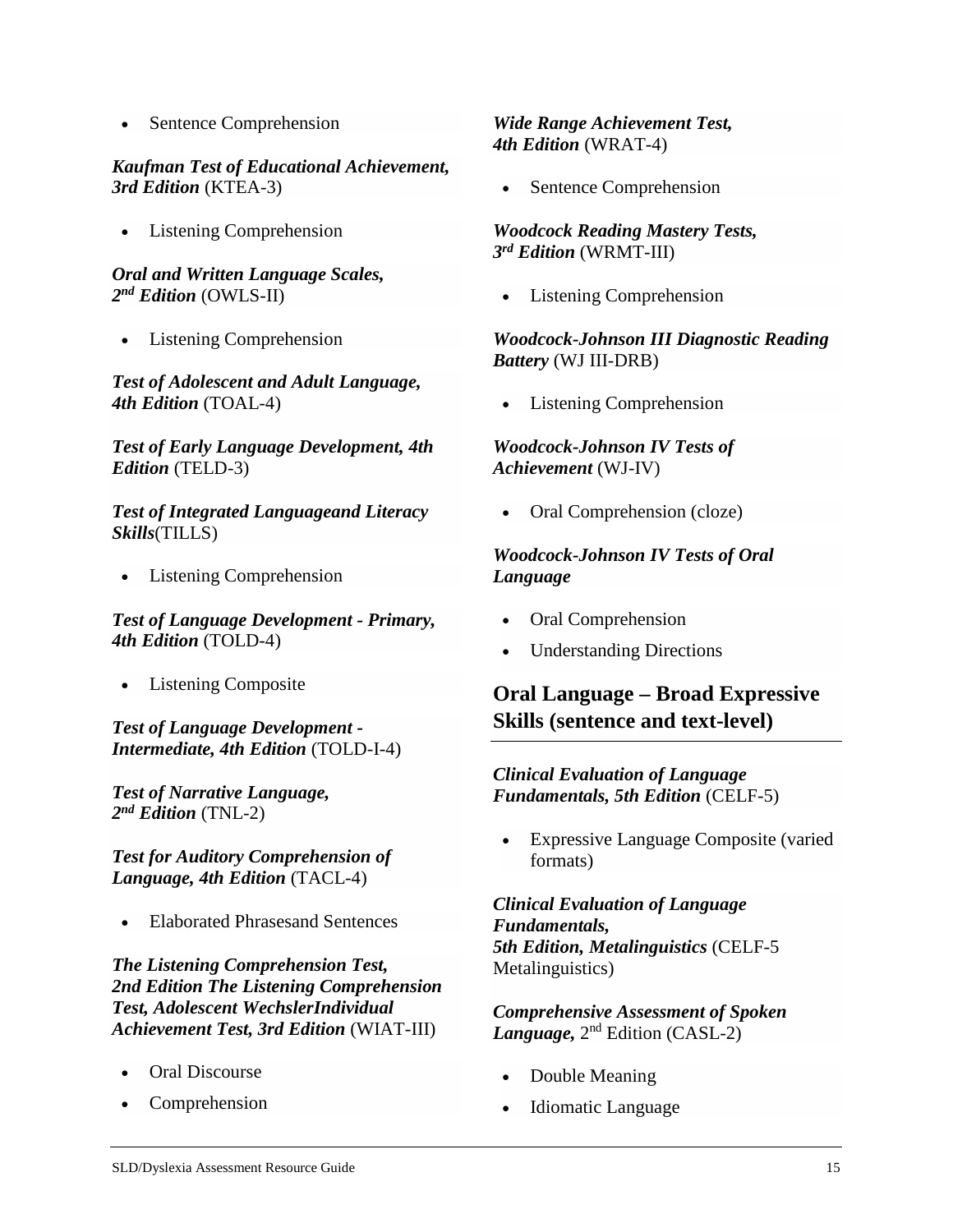- Sentence Comprehension

***Kaufman Test of Educational Achievement, 3rd Edition*** (KTEA-3)

- Listening Comprehension

***Oral and Written Language Scales, 2nd Edition*** (OWLS-II)

- Listening Comprehension

***Test of Adolescent and Adult Language, 4th Edition*** (TOAL-4)

***Test of Early Language Development, 4th Edition*** (TELD-3)

***Test of Integrated Languageand Literacy Skills***(TILLS)

- Listening Comprehension

***Test of Language Development - Primary, 4th Edition*** (TOLD-4)

- Listening Composite

***Test of Language Development - Intermediate, 4th Edition*** (TOLD-I-4)

***Test of Narrative Language, 2nd Edition*** (TNL-2)

***Test for Auditory Comprehension of Language, 4th Edition*** (TACL-4)

- Elaborated Phrasesand Sentences

***The Listening Comprehension Test, 2nd Edition The Listening Comprehension Test, Adolescent WechslerIndividual Achievement Test, 3rd Edition*** (WIAT-III)

- Oral Discourse
- Comprehension

***Wide Range Achievement Test, 4th Edition*** (WRAT-4)

- Sentence Comprehension

***Woodcock Reading Mastery Tests, 3rd Edition*** (WRMT-III)

- Listening Comprehension

***Woodcock-Johnson III Diagnostic Reading Battery*** (WJ III-DRB)

- Listening Comprehension

***Woodcock-Johnson IV Tests of Achievement*** (WJ-IV)

- Oral Comprehension (cloze)

***Woodcock-Johnson IV Tests of Oral Language***

- Oral Comprehension
- Understanding Directions

## Oral Language – Broad Expressive Skills (sentence and text-level)

***Clinical Evaluation of Language Fundamentals, 5th Edition*** (CELF-5)

- Expressive Language Composite (varied formats)

***Clinical Evaluation of Language Fundamentals, 5th Edition, Metalinguistics*** (CELF-5 Metalinguistics)

***Comprehensive Assessment of Spoken Language,*** 2nd Edition (CASL-2)

- Double Meaning
- Idiomatic Language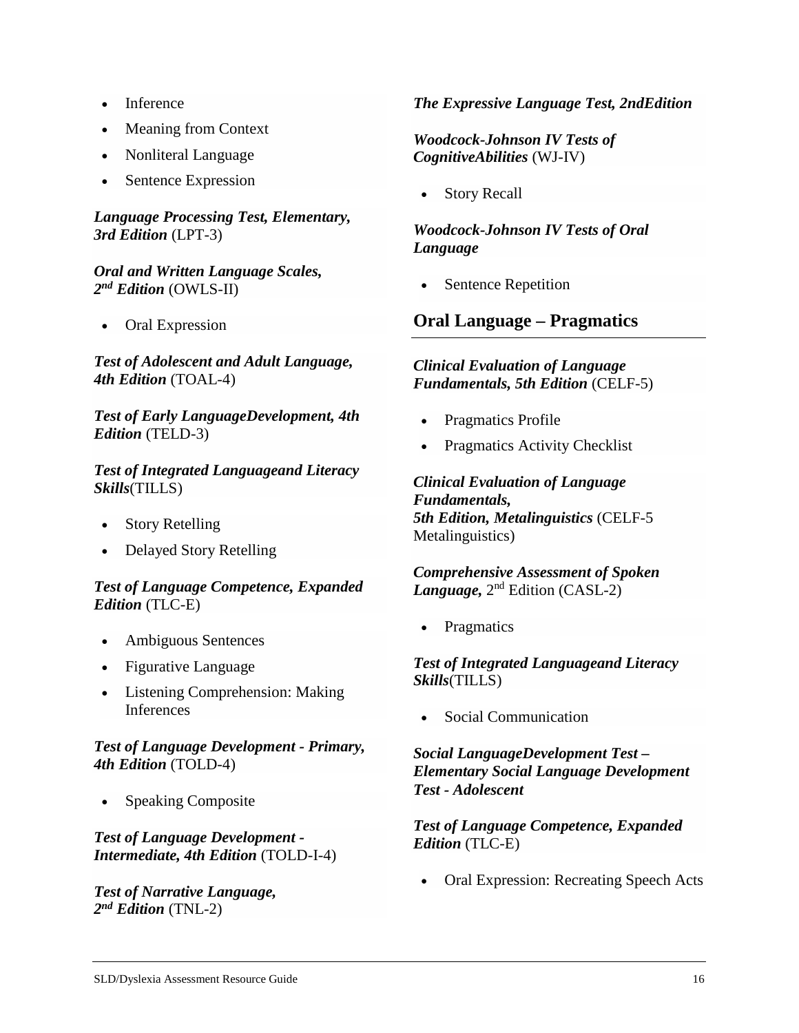- Inference
- Meaning from Context
- Nonliteral Language
- Sentence Expression

***Language Processing Test, Elementary, 3rd Edition*** (LPT-3)

***Oral and Written Language Scales, 2nd Edition*** (OWLS-II)

- Oral Expression

***Test of Adolescent and Adult Language, 4th Edition*** (TOAL-4)

***Test of Early LanguageDevelopment, 4th Edition*** (TELD-3)

***Test of Integrated Languageand Literacy Skills***(TILLS)

- Story Retelling
- Delayed Story Retelling

***Test of Language Competence, Expanded Edition*** (TLC-E)

- Ambiguous Sentences
- Figurative Language
- Listening Comprehension: Making Inferences

***Test of Language Development - Primary, 4th Edition*** (TOLD-4)

- Speaking Composite

***Test of Language Development - Intermediate, 4th Edition*** (TOLD-I-4)

***Test of Narrative Language, 2nd Edition*** (TNL-2)

***The Expressive Language Test, 2ndEdition***

***Woodcock-Johnson IV Tests of CognitiveAbilities*** (WJ-IV)

- Story Recall

***Woodcock-Johnson IV Tests of Oral Language***

- Sentence Repetition

## Oral Language – Pragmatics

***Clinical Evaluation of Language Fundamentals, 5th Edition*** (CELF-5)

- Pragmatics Profile
- Pragmatics Activity Checklist

***Clinical Evaluation of Language Fundamentals, 5th Edition, Metalinguistics*** (CELF-5 Metalinguistics)

***Comprehensive Assessment of Spoken Language,*** 2nd Edition (CASL-2)

- Pragmatics

***Test of Integrated Languageand Literacy Skills***(TILLS)

- Social Communication

***Social LanguageDevelopment Test – Elementary Social Language Development Test - Adolescent***

***Test of Language Competence, Expanded Edition*** (TLC-E)

- Oral Expression: Recreating Speech Acts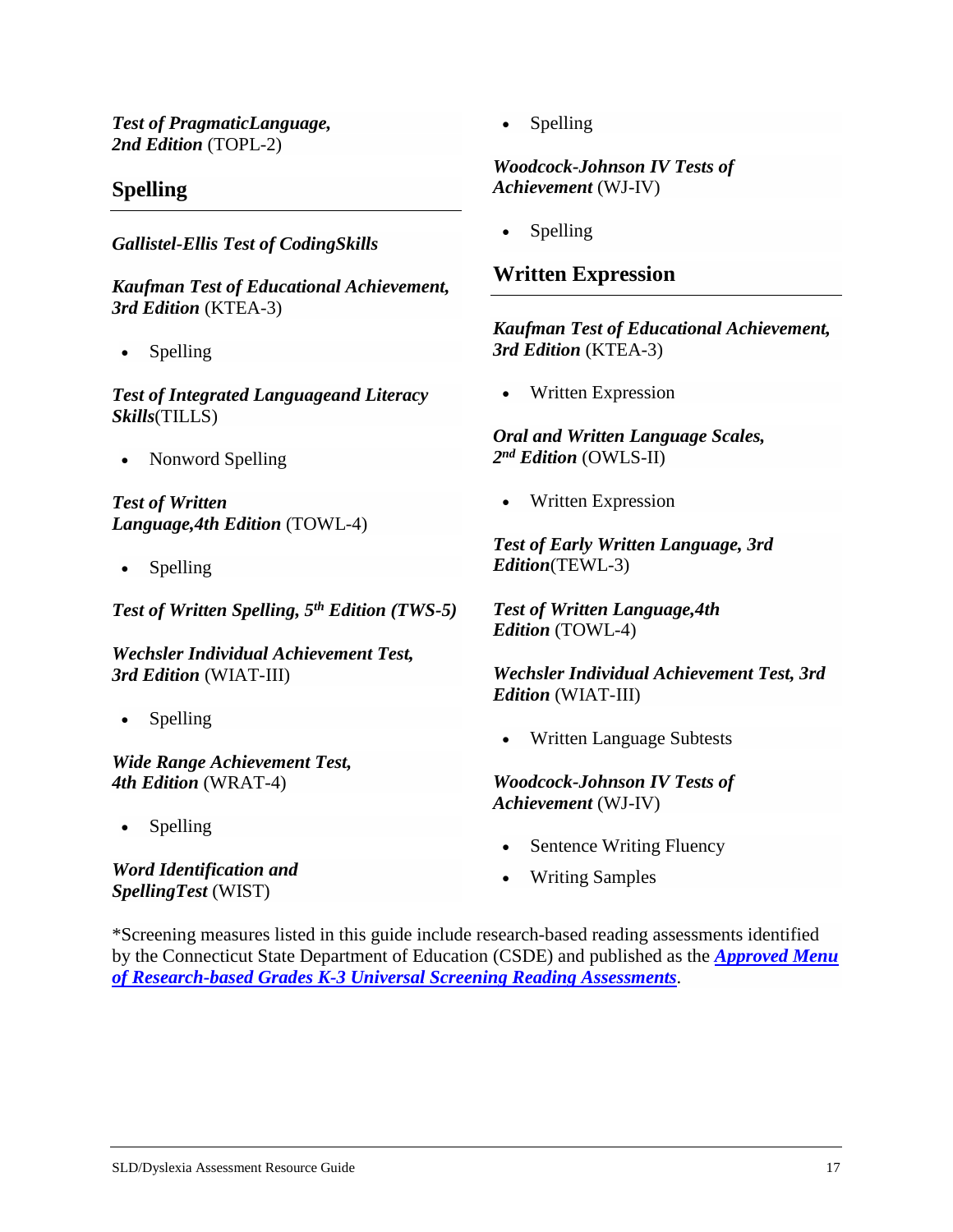***Test of PragmaticLanguage, 2nd Edition*** (TOPL-2)

## Spelling

***Gallistel-Ellis Test of CodingSkills***

***Kaufman Test of Educational Achievement, 3rd Edition*** (KTEA-3)

- Spelling

***Test of Integrated Languageand Literacy Skills***(TILLS)

- Nonword Spelling

***Test of Written Language,4th Edition*** (TOWL-4)

- Spelling

***Test of Written Spelling, 5th Edition (TWS-5)***

***Wechsler Individual Achievement Test, 3rd Edition*** (WIAT-III)

- Spelling

***Wide Range Achievement Test, 4th Edition*** (WRAT-4)

- Spelling

***Word Identification and SpellingTest*** (WIST)

- Spelling

***Woodcock-Johnson IV Tests of Achievement*** (WJ-IV)

- Spelling

## Written Expression

***Kaufman Test of Educational Achievement, 3rd Edition*** (KTEA-3)

- Written Expression

***Oral and Written Language Scales, 2nd Edition*** (OWLS-II)

- Written Expression

***Test of Early Written Language, 3rd Edition***(TEWL-3)

***Test of Written Language,4th Edition*** (TOWL-4)

***Wechsler Individual Achievement Test, 3rd Edition*** (WIAT-III)

- Written Language Subtests

***Woodcock-Johnson IV Tests of Achievement*** (WJ-IV)

- Sentence Writing Fluency
- Writing Samples

*Screening measures listed in this guide include research-based reading assessments identified by the Connecticut State Department of Education (CSDE) and published as the ***Approved Menu of Research-based Grades K-3 Universal Screening Reading Assessments***.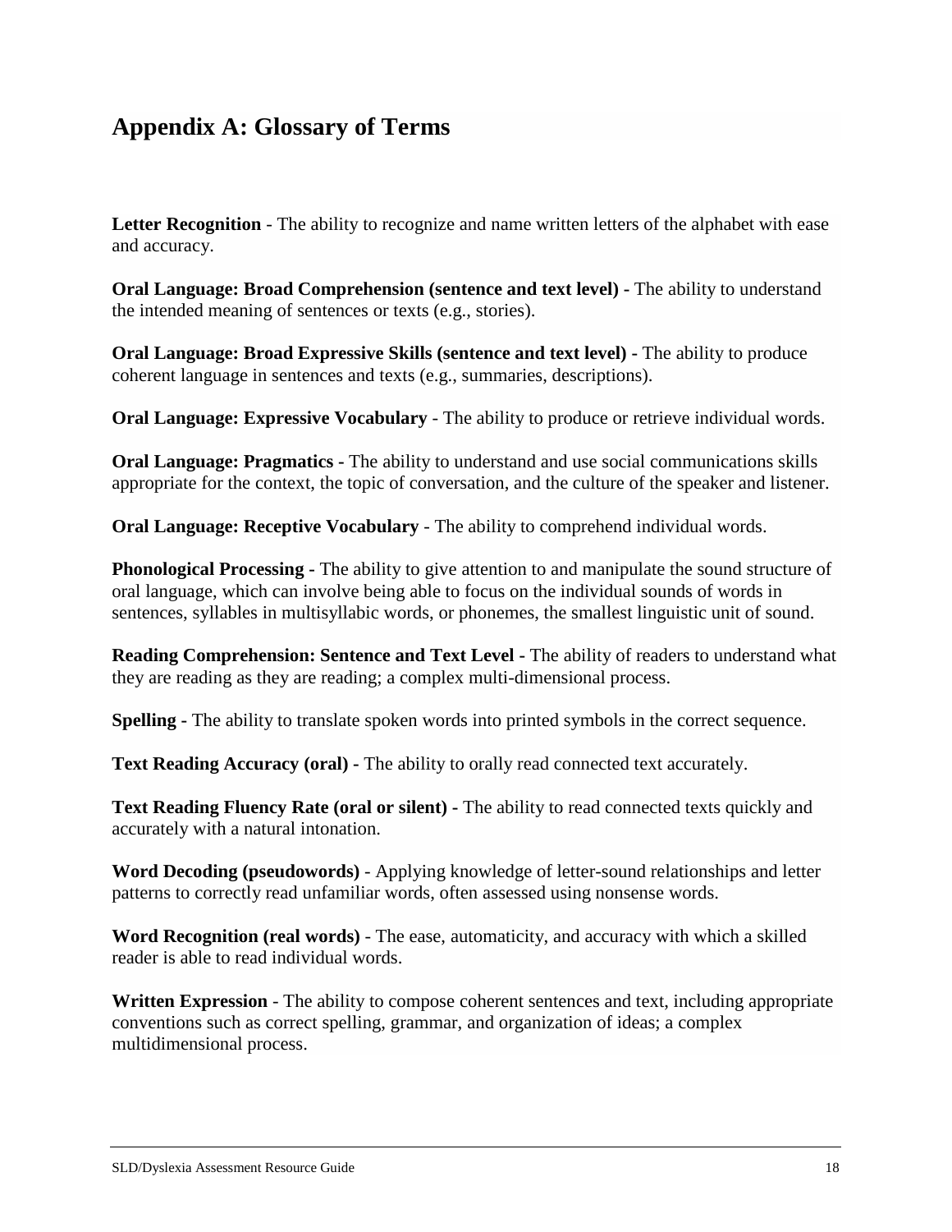# Appendix A: Glossary of Terms

**Letter Recognition** - The ability to recognize and name written letters of the alphabet with ease and accuracy.

**Oral Language: Broad Comprehension (sentence and text level) -** The ability to understand the intended meaning of sentences or texts (e.g., stories).

**Oral Language: Broad Expressive Skills (sentence and text level) -** The ability to produce coherent language in sentences and texts (e.g., summaries, descriptions).

**Oral Language: Expressive Vocabulary** - The ability to produce or retrieve individual words.

**Oral Language: Pragmatics -** The ability to understand and use social communications skills appropriate for the context, the topic of conversation, and the culture of the speaker and listener.

**Oral Language: Receptive Vocabulary** - The ability to comprehend individual words.

**Phonological Processing -** The ability to give attention to and manipulate the sound structure of oral language, which can involve being able to focus on the individual sounds of words in sentences, syllables in multisyllabic words, or phonemes, the smallest linguistic unit of sound.

**Reading Comprehension: Sentence and Text Level -** The ability of readers to understand what they are reading as they are reading; a complex multi-dimensional process.

**Spelling -** The ability to translate spoken words into printed symbols in the correct sequence.

**Text Reading Accuracy (oral) -** The ability to orally read connected text accurately.

**Text Reading Fluency Rate (oral or silent) -** The ability to read connected texts quickly and accurately with a natural intonation.

**Word Decoding (pseudowords)** - Applying knowledge of letter-sound relationships and letter patterns to correctly read unfamiliar words, often assessed using nonsense words.

**Word Recognition (real words)** - The ease, automaticity, and accuracy with which a skilled reader is able to read individual words.

**Written Expression** - The ability to compose coherent sentences and text, including appropriate conventions such as correct spelling, grammar, and organization of ideas; a complex multidimensional process.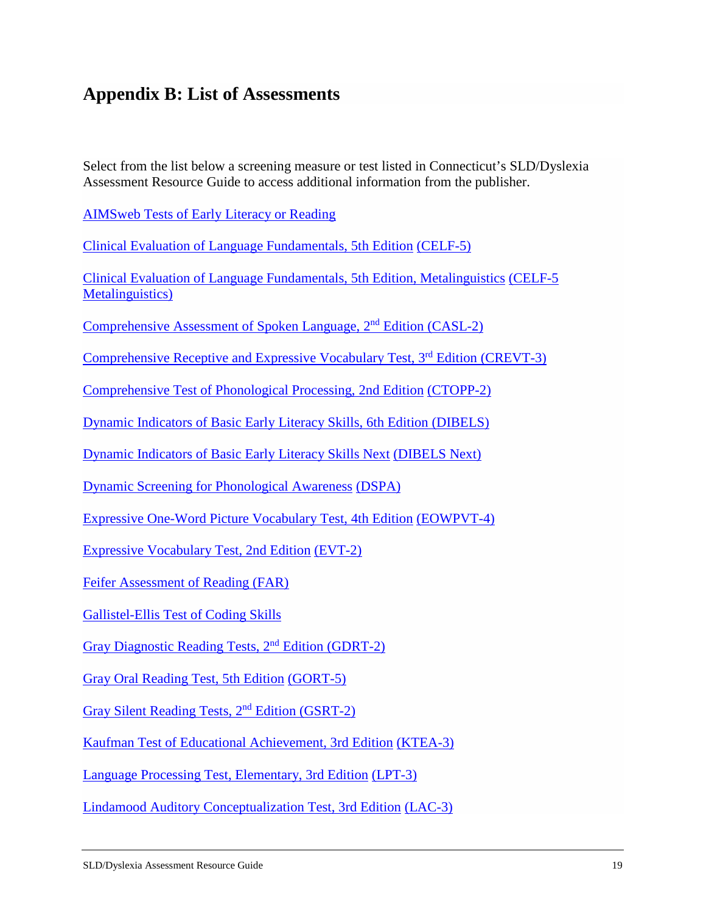# Appendix B: List of Assessments

Select from the list below a screening measure or test listed in Connecticut's SLD/Dyslexia Assessment Resource Guide to access additional information from the publisher.

AIMSweb Tests of Early Literacy or Reading

Clinical Evaluation of Language Fundamentals, 5th Edition (CELF-5)

Clinical Evaluation of Language Fundamentals, 5th Edition, Metalinguistics (CELF-5 Metalinguistics)

Comprehensive Assessment of Spoken Language, 2nd Edition (CASL-2)

Comprehensive Receptive and Expressive Vocabulary Test, 3rd Edition (CREVT-3)

Comprehensive Test of Phonological Processing, 2nd Edition (CTOPP-2)

Dynamic Indicators of Basic Early Literacy Skills, 6th Edition (DIBELS)

Dynamic Indicators of Basic Early Literacy Skills Next (DIBELS Next)

Dynamic Screening for Phonological Awareness (DSPA)

Expressive One-Word Picture Vocabulary Test, 4th Edition (EOWPVT-4)

Expressive Vocabulary Test, 2nd Edition (EVT-2)

Feifer Assessment of Reading (FAR)

Gallistel-Ellis Test of Coding Skills

Gray Diagnostic Reading Tests, 2nd Edition (GDRT-2)

Gray Oral Reading Test, 5th Edition (GORT-5)

Gray Silent Reading Tests, 2nd Edition (GSRT-2)

Kaufman Test of Educational Achievement, 3rd Edition (KTEA-3)

Language Processing Test, Elementary, 3rd Edition (LPT-3)

Lindamood Auditory Conceptualization Test, 3rd Edition (LAC-3)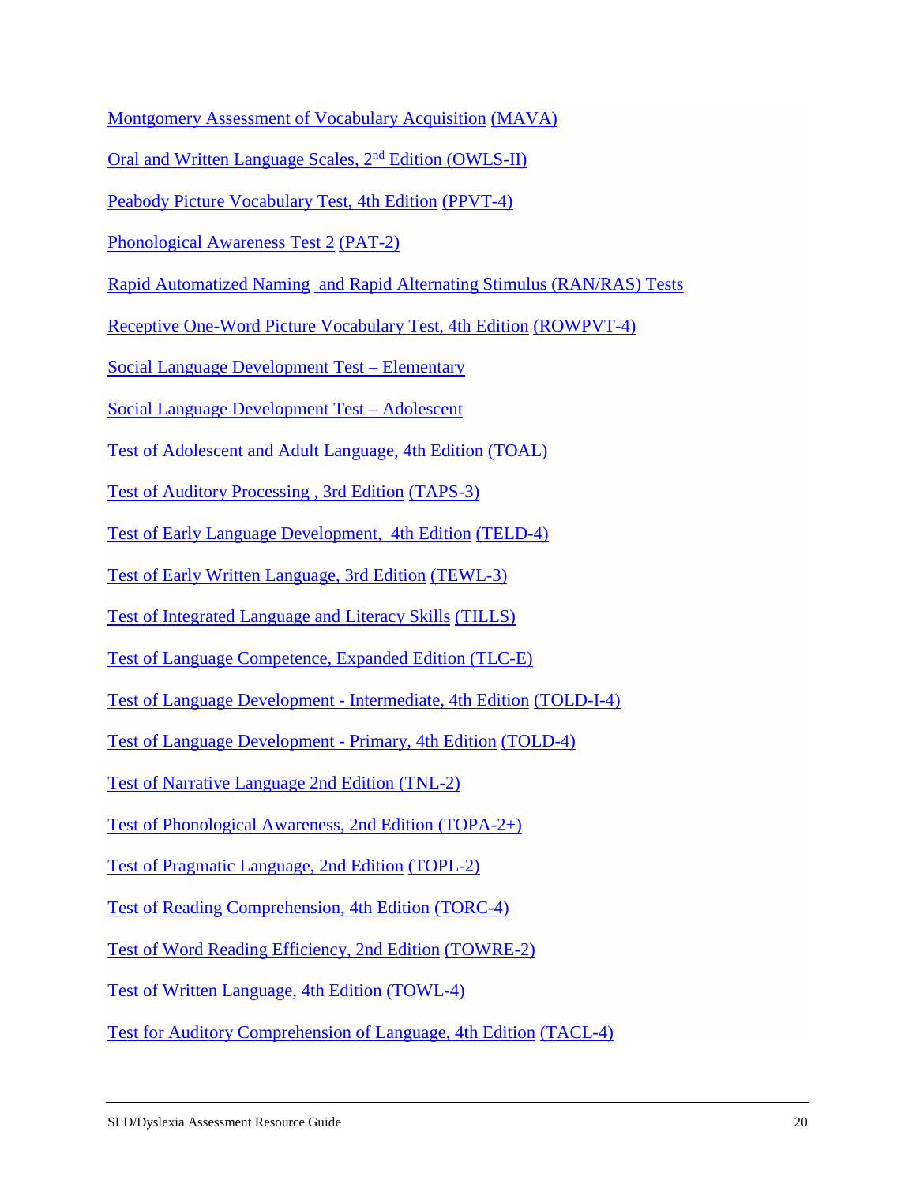Montgomery Assessment of Vocabulary Acquisition (MAVA)

Oral and Written Language Scales, 2nd Edition (OWLS-II)

Peabody Picture Vocabulary Test, 4th Edition (PPVT-4)

Phonological Awareness Test 2 (PAT-2)

Rapid Automatized Naming and Rapid Alternating Stimulus (RAN/RAS) Tests

Receptive One-Word Picture Vocabulary Test, 4th Edition (ROWPVT-4)

Social Language Development Test – Elementary

Social Language Development Test – Adolescent

Test of Adolescent and Adult Language, 4th Edition (TOAL)

Test of Auditory Processing , 3rd Edition (TAPS-3)

Test of Early Language Development, 4th Edition (TELD-4)

Test of Early Written Language, 3rd Edition (TEWL-3)

Test of Integrated Language and Literacy Skills (TILLS)

Test of Language Competence, Expanded Edition (TLC-E)

Test of Language Development - Intermediate, 4th Edition (TOLD-I-4)

Test of Language Development - Primary, 4th Edition (TOLD-4)

Test of Narrative Language 2nd Edition (TNL-2)

Test of Phonological Awareness, 2nd Edition (TOPA-2+)

Test of Pragmatic Language, 2nd Edition (TOPL-2)

Test of Reading Comprehension, 4th Edition (TORC-4)

Test of Word Reading Efficiency, 2nd Edition (TOWRE-2)

Test of Written Language, 4th Edition (TOWL-4)

Test for Auditory Comprehension of Language, 4th Edition (TACL-4)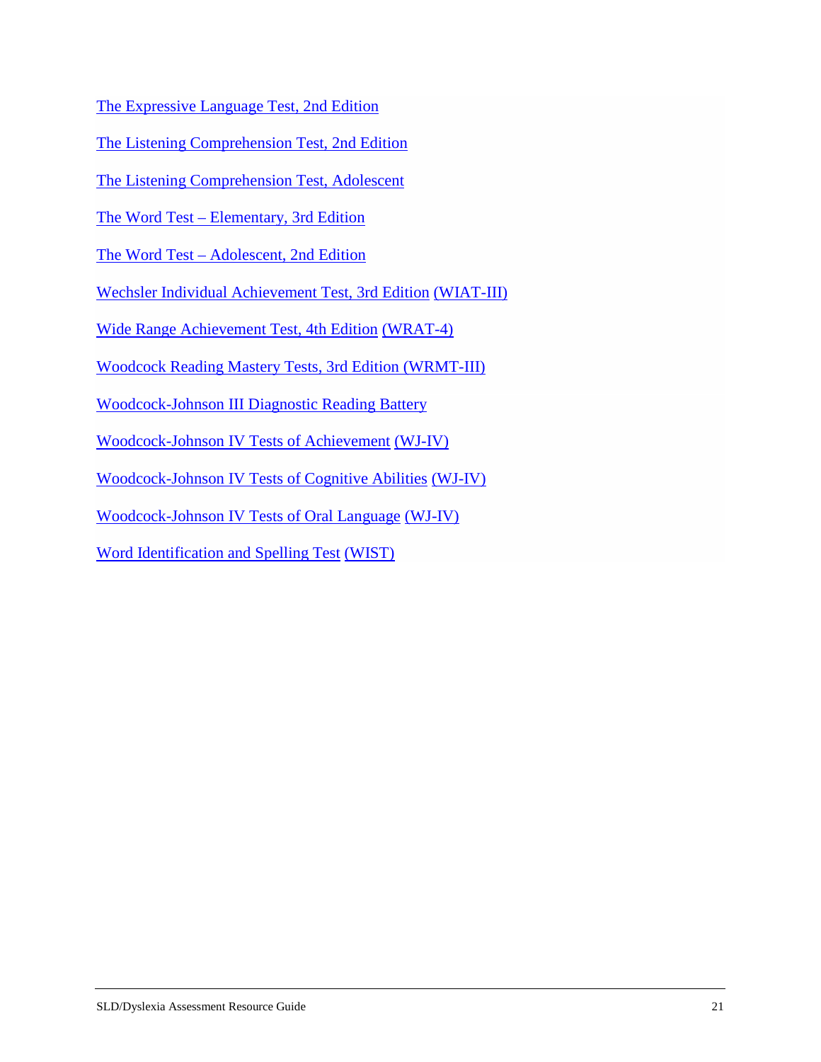The Expressive Language Test, 2nd Edition

The Listening Comprehension Test, 2nd Edition

The Listening Comprehension Test, Adolescent

The Word Test – Elementary, 3rd Edition

The Word Test – Adolescent, 2nd Edition

Wechsler Individual Achievement Test, 3rd Edition (WIAT-III)

Wide Range Achievement Test, 4th Edition (WRAT-4)

Woodcock Reading Mastery Tests, 3rd Edition (WRMT-III)

Woodcock-Johnson III Diagnostic Reading Battery

Woodcock-Johnson IV Tests of Achievement (WJ-IV)

Woodcock-Johnson IV Tests of Cognitive Abilities (WJ-IV)

Woodcock-Johnson IV Tests of Oral Language (WJ-IV)

Word Identification and Spelling Test (WIST)